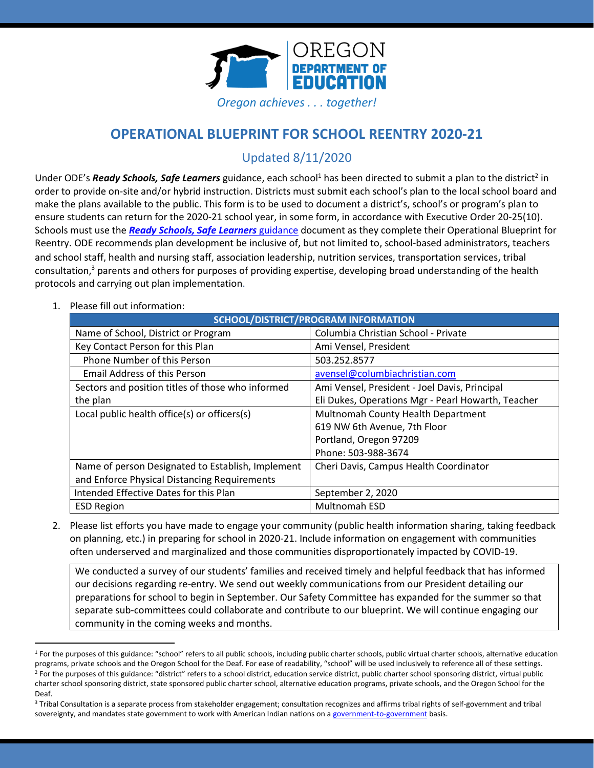OREGON
DEPARTMENT OF
EDUCATION

*Oregon achieves . . . together!*

# OPERATIONAL BLUEPRINT FOR SCHOOL REENTRY 2020-21

## Updated 8/11/2020

Under ODE's ***Ready Schools, Safe Learners*** guidance, each school[1] has been directed to submit a plan to the district[2] in order to provide on-site and/or hybrid instruction. Districts must submit each school's plan to the local school board and make the plans available to the public. This form is to be used to document a district's, school's or program's plan to ensure students can return for the 2020-21 school year, in some form, in accordance with Executive Order 20-25(10). Schools must use the ***Ready Schools, Safe Learners*** guidance document as they complete their Operational Blueprint for Reentry. ODE recommends plan development be inclusive of, but not limited to, school-based administrators, teachers and school staff, health and nursing staff, association leadership, nutrition services, transportation services, tribal consultation,[3] parents and others for purposes of providing expertise, developing broad understanding of the health protocols and carrying out plan implementation.

1. Please fill out information:

| SCHOOL/DISTRICT/PROGRAM INFORMATION | |
|---|---|
| Name of School, District or Program | Columbia Christian School - Private |
| Key Contact Person for this Plan | Ami Vensel, President |
| Phone Number of this Person | 503.252.8577 |
| Email Address of this Person | avensel@columbiachristian.com |
| Sectors and position titles of those who informed the plan | Ami Vensel, President - Joel Davis, Principal<br>Eli Dukes, Operations Mgr - Pearl Howarth, Teacher |
| Local public health office(s) or officers(s) | Multnomah County Health Department<br>619 NW 6th Avenue, 7th Floor<br>Portland, Oregon 97209<br>Phone: 503-988-3674 |
| Name of person Designated to Establish, Implement and Enforce Physical Distancing Requirements | Cheri Davis, Campus Health Coordinator |
| Intended Effective Dates for this Plan | September 2, 2020 |
| ESD Region | Multnomah ESD |

2. Please list efforts you have made to engage your community (public health information sharing, taking feedback on planning, etc.) in preparing for school in 2020-21. Include information on engagement with communities often underserved and marginalized and those communities disproportionately impacted by COVID-19.

We conducted a survey of our students' families and received timely and helpful feedback that has informed our decisions regarding re-entry. We send out weekly communications from our President detailing our preparations for school to begin in September. Our Safety Committee has expanded for the summer so that separate sub-committees could collaborate and contribute to our blueprint. We will continue engaging our community in the coming weeks and months.

---

[1] For the purposes of this guidance: "school" refers to all public schools, including public charter schools, public virtual charter schools, alternative education programs, private schools and the Oregon School for the Deaf. For ease of readability, "school" will be used inclusively to reference all of these settings.

[2] For the purposes of this guidance: "district" refers to a school district, education service district, public charter school sponsoring district, virtual public charter school sponsoring district, state sponsored public charter school, alternative education programs, private schools, and the Oregon School for the Deaf.

[3] Tribal Consultation is a separate process from stakeholder engagement; consultation recognizes and affirms tribal rights of self-government and tribal sovereignty, and mandates state government to work with American Indian nations on a government-to-government basis.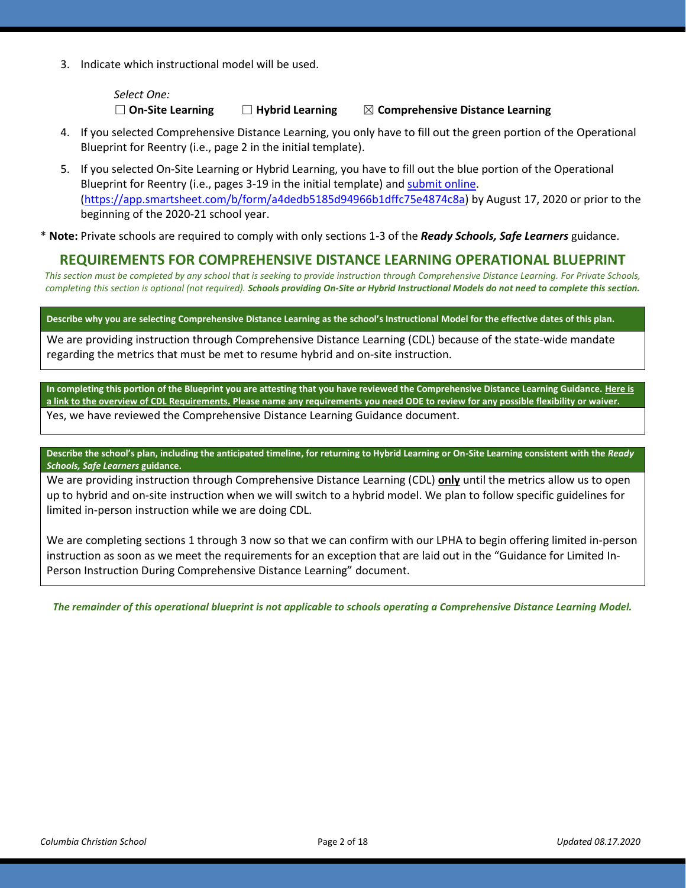3. Indicate which instructional model will be used.

   *Select One:*
   ☐ **On-Site Learning** ☐ **Hybrid Learning** ☒ **Comprehensive Distance Learning**

4. If you selected Comprehensive Distance Learning, you only have to fill out the green portion of the Operational Blueprint for Reentry (i.e., page 2 in the initial template).
5. If you selected On-Site Learning or Hybrid Learning, you have to fill out the blue portion of the Operational Blueprint for Reentry (i.e., pages 3-19 in the initial template) and [submit online](https://app.smartsheet.com/b/form/a4dedb5185d94966b1dffc75e4874c8a). (https://app.smartsheet.com/b/form/a4dedb5185d94966b1dffc75e4874c8a) by August 17, 2020 or prior to the beginning of the 2020-21 school year.

\* **Note:** Private schools are required to comply with only sections 1-3 of the ***Ready Schools, Safe Learners*** guidance.

## REQUIREMENTS FOR COMPREHENSIVE DISTANCE LEARNING OPERATIONAL BLUEPRINT

*This section must be completed by any school that is seeking to provide instruction through Comprehensive Distance Learning. For Private Schools, completing this section is optional (not required).* ***Schools providing On-Site or Hybrid Instructional Models do not need to complete this section.***

| **Describe why you are selecting Comprehensive Distance Learning as the school's Instructional Model for the effective dates of this plan.** |
|---|
| We are providing instruction through Comprehensive Distance Learning (CDL) because of the state-wide mandate regarding the metrics that must be met to resume hybrid and on-site instruction. |

| **In completing this portion of the Blueprint you are attesting that you have reviewed the Comprehensive Distance Learning Guidance. Here is a link to the overview of CDL Requirements. Please name any requirements you need ODE to review for any possible flexibility or waiver.** |
|---|
| Yes, we have reviewed the Comprehensive Distance Learning Guidance document. |

| **Describe the school's plan, including the anticipated timeline, for returning to Hybrid Learning or On-Site Learning consistent with the *Ready Schools, Safe Learners* guidance.** |
|---|
| We are providing instruction through Comprehensive Distance Learning (CDL) **only** until the metrics allow us to open up to hybrid and on-site instruction when we will switch to a hybrid model. We plan to follow specific guidelines for limited in-person instruction while we are doing CDL.<br><br>We are completing sections 1 through 3 now so that we can confirm with our LPHA to begin offering limited in-person instruction as soon as we meet the requirements for an exception that are laid out in the "Guidance for Limited In-Person Instruction During Comprehensive Distance Learning" document. |

***The remainder of this operational blueprint is not applicable to schools operating a Comprehensive Distance Learning Model.***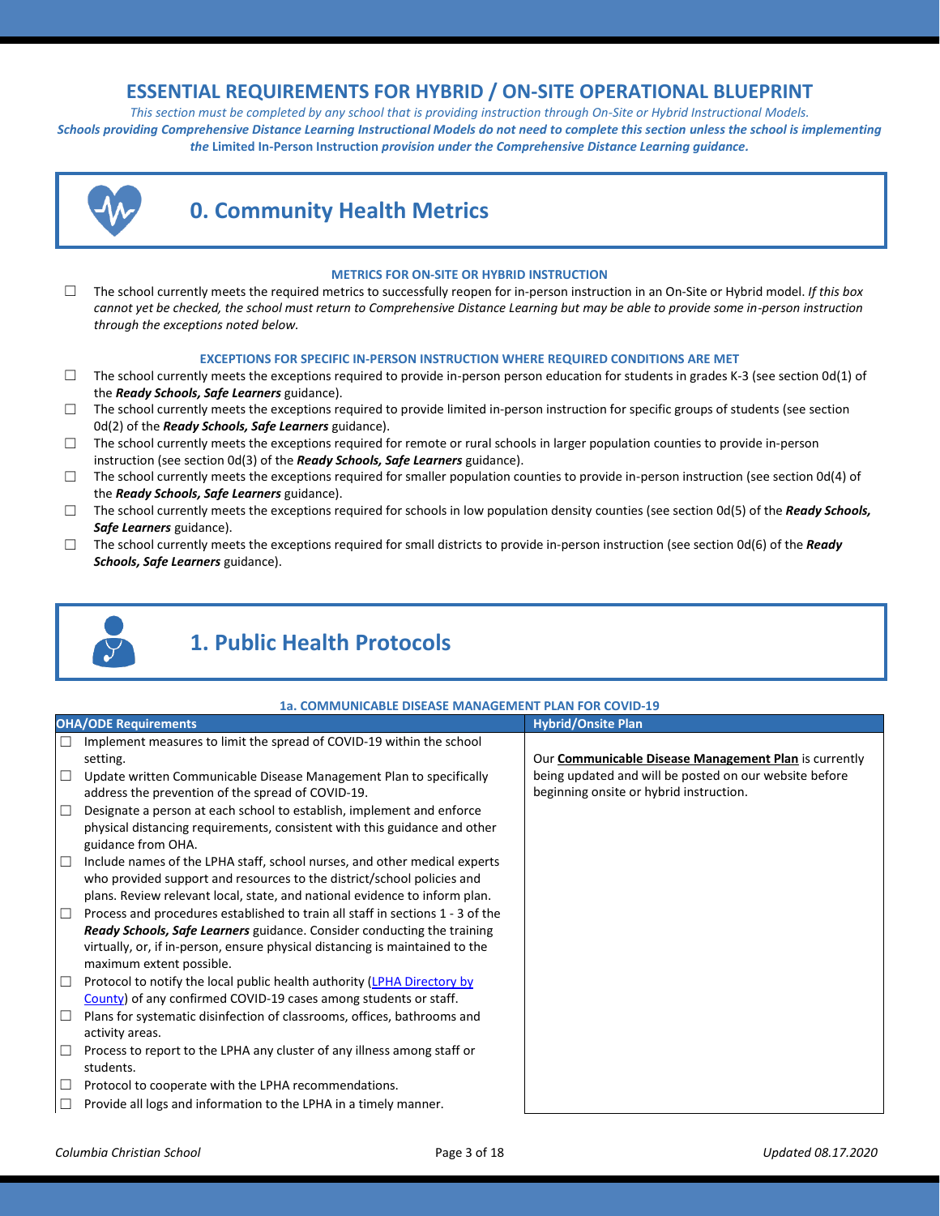# ESSENTIAL REQUIREMENTS FOR HYBRID / ON-SITE OPERATIONAL BLUEPRINT

*This section must be completed by any school that is providing instruction through On-Site or Hybrid Instructional Models.*

***Schools providing Comprehensive Distance Learning Instructional Models do not need to complete this section unless the school is implementing the* Limited In-Person Instruction *provision under the Comprehensive Distance Learning guidance.***

## 0. Community Health Metrics

### METRICS FOR ON-SITE OR HYBRID INSTRUCTION

☐ The school currently meets the required metrics to successfully reopen for in-person instruction in an On-Site or Hybrid model. *If this box cannot yet be checked, the school must return to Comprehensive Distance Learning but may be able to provide some in-person instruction through the exceptions noted below.*

### EXCEPTIONS FOR SPECIFIC IN-PERSON INSTRUCTION WHERE REQUIRED CONDITIONS ARE MET

☐ The school currently meets the exceptions required to provide in-person person education for students in grades K-3 (see section 0d(1) of the ***Ready Schools, Safe Learners*** guidance).

☐ The school currently meets the exceptions required to provide limited in-person instruction for specific groups of students (see section 0d(2) of the ***Ready Schools, Safe Learners*** guidance).

☐ The school currently meets the exceptions required for remote or rural schools in larger population counties to provide in-person instruction (see section 0d(3) of the ***Ready Schools, Safe Learners*** guidance).

☐ The school currently meets the exceptions required for smaller population counties to provide in-person instruction (see section 0d(4) of the ***Ready Schools, Safe Learners*** guidance).

☐ The school currently meets the exceptions required for schools in low population density counties (see section 0d(5) of the ***Ready Schools, Safe Learners*** guidance).

☐ The school currently meets the exceptions required for small districts to provide in-person instruction (see section 0d(6) of the ***Ready Schools, Safe Learners*** guidance).

## 1. Public Health Protocols

### 1a. COMMUNICABLE DISEASE MANAGEMENT PLAN FOR COVID-19

| OHA/ODE Requirements | Hybrid/Onsite Plan |
|---|---|
| ☐ Implement measures to limit the spread of COVID-19 within the school setting.<br>☐ Update written Communicable Disease Management Plan to specifically address the prevention of the spread of COVID-19.<br>☐ Designate a person at each school to establish, implement and enforce physical distancing requirements, consistent with this guidance and other guidance from OHA.<br>☐ Include names of the LPHA staff, school nurses, and other medical experts who provided support and resources to the district/school policies and plans. Review relevant local, state, and national evidence to inform plan.<br>☐ Process and procedures established to train all staff in sections 1 - 3 of the ***Ready Schools, Safe Learners*** guidance. Consider conducting the training virtually, or, if in-person, ensure physical distancing is maintained to the maximum extent possible.<br>☐ Protocol to notify the local public health authority (LPHA Directory by County) of any confirmed COVID-19 cases among students or staff.<br>☐ Plans for systematic disinfection of classrooms, offices, bathrooms and activity areas.<br>☐ Process to report to the LPHA any cluster of any illness among staff or students.<br>☐ Protocol to cooperate with the LPHA recommendations.<br>☐ Provide all logs and information to the LPHA in a timely manner. | Our **Communicable Disease Management Plan** is currently being updated and will be posted on our website before beginning onsite or hybrid instruction. |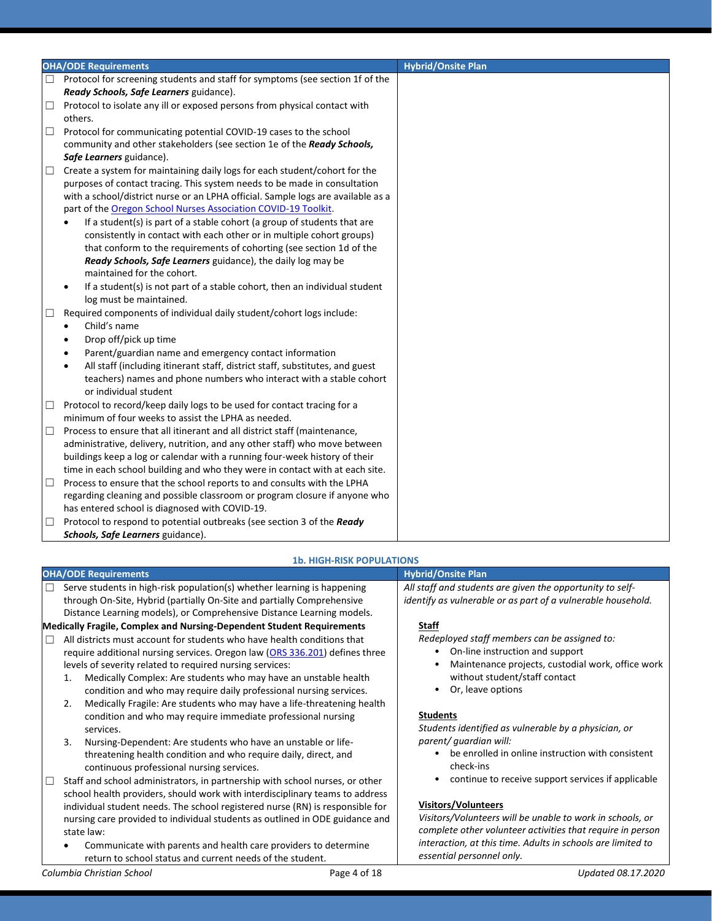| OHA/ODE Requirements | Hybrid/Onsite Plan |
|---|---|
| ☐ Protocol for screening students and staff for symptoms (see section 1f of the ***Ready Schools, Safe Learners*** guidance). | |
| ☐ Protocol to isolate any ill or exposed persons from physical contact with others. | |
| ☐ Protocol for communicating potential COVID-19 cases to the school community and other stakeholders (see section 1e of the ***Ready Schools, Safe Learners*** guidance). | |
| ☐ Create a system for maintaining daily logs for each student/cohort for the purposes of contact tracing. This system needs to be made in consultation with a school/district nurse or an LPHA official. Sample logs are available as a part of the [Oregon School Nurses Association COVID-19 Toolkit](). <br>• If a student(s) is part of a stable cohort (a group of students that are consistently in contact with each other or in multiple cohort groups) that conform to the requirements of cohorting (see section 1d of the ***Ready Schools, Safe Learners*** guidance), the daily log may be maintained for the cohort. <br>• If a student(s) is not part of a stable cohort, then an individual student log must be maintained. | |
| ☐ Required components of individual daily student/cohort logs include: <br>• Child's name <br>• Drop off/pick up time <br>• Parent/guardian name and emergency contact information <br>• All staff (including itinerant staff, district staff, substitutes, and guest teachers) names and phone numbers who interact with a stable cohort or individual student | |
| ☐ Protocol to record/keep daily logs to be used for contact tracing for a minimum of four weeks to assist the LPHA as needed. | |
| ☐ Process to ensure that all itinerant and all district staff (maintenance, administrative, delivery, nutrition, and any other staff) who move between buildings keep a log or calendar with a running four-week history of their time in each school building and who they were in contact with at each site. | |
| ☐ Process to ensure that the school reports to and consults with the LPHA regarding cleaning and possible classroom or program closure if anyone who has entered school is diagnosed with COVID-19. | |
| ☐ Protocol to respond to potential outbreaks (see section 3 of the ***Ready Schools, Safe Learners*** guidance). | |

### 1b. HIGH-RISK POPULATIONS

| OHA/ODE Requirements | Hybrid/Onsite Plan |
|---|---|
| ☐ Serve students in high-risk population(s) whether learning is happening through On-Site, Hybrid (partially On-Site and partially Comprehensive Distance Learning models), or Comprehensive Distance Learning models. <br><br>**Medically Fragile, Complex and Nursing-Dependent Student Requirements** <br><br>☐ All districts must account for students who have health conditions that require additional nursing services. Oregon law ([ORS 336.201]()) defines three levels of severity related to required nursing services: <br>1. Medically Complex: Are students who may have an unstable health condition and who may require daily professional nursing services. <br>2. Medically Fragile: Are students who may have a life-threatening health condition and who may require immediate professional nursing services. <br>3. Nursing-Dependent: Are students who have an unstable or life-threatening health condition and who require daily, direct, and continuous professional nursing services. <br><br>☐ Staff and school administrators, in partnership with school nurses, or other school health providers, should work with interdisciplinary teams to address individual student needs. The school registered nurse (RN) is responsible for nursing care provided to individual students as outlined in ODE guidance and state law: <br>• Communicate with parents and health care providers to determine return to school status and current needs of the student. | *All staff and students are given the opportunity to self-identify as vulnerable or as part of a vulnerable household.* <br><br>**Staff** <br>*Redeployed staff members can be assigned to:* <br>• On-line instruction and support <br>• Maintenance projects, custodial work, office work without student/staff contact <br>• Or, leave options <br><br>**Students** <br>*Students identified as vulnerable by a physician, or parent/ guardian will:* <br>• be enrolled in online instruction with consistent check-ins <br>• continue to receive support services if applicable <br><br>**Visitors/Volunteers** <br>*Visitors/Volunteers will be unable to work in schools, or complete other volunteer activities that require in person interaction, at this time. Adults in schools are limited to essential personnel only.* |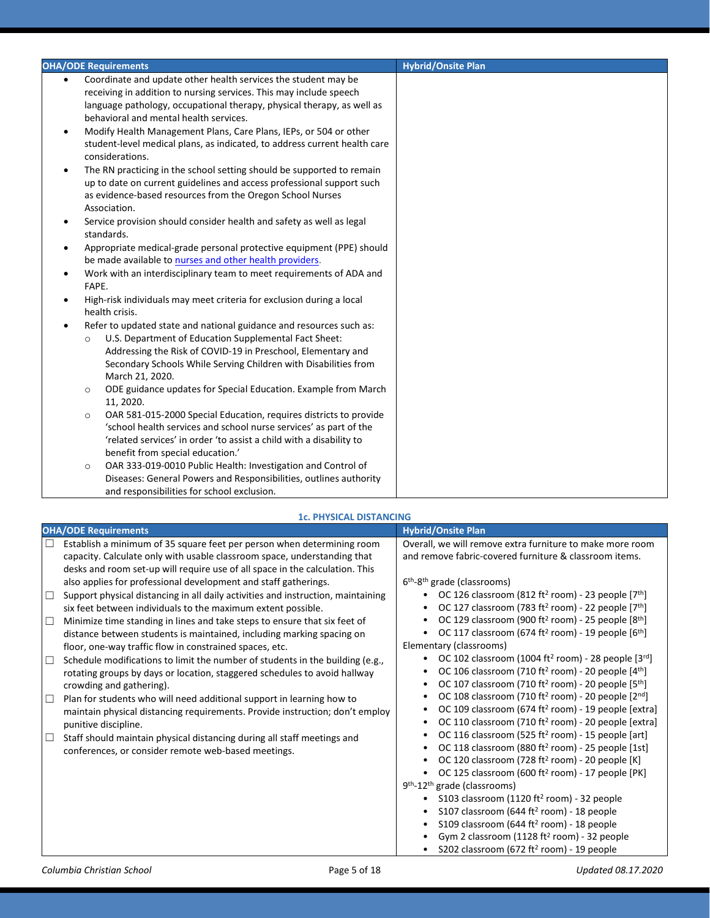| OHA/ODE Requirements | Hybrid/Onsite Plan |
|---|---|
| • Coordinate and update other health services the student may be receiving in addition to nursing services. This may include speech language pathology, occupational therapy, physical therapy, as well as behavioral and mental health services.<br>• Modify Health Management Plans, Care Plans, IEPs, or 504 or other student-level medical plans, as indicated, to address current health care considerations.<br>• The RN practicing in the school setting should be supported to remain up to date on current guidelines and access professional support such as evidence-based resources from the Oregon School Nurses Association.<br>• Service provision should consider health and safety as well as legal standards.<br>• Appropriate medical-grade personal protective equipment (PPE) should be made available to nurses and other health providers.<br>• Work with an interdisciplinary team to meet requirements of ADA and FAPE.<br>• High-risk individuals may meet criteria for exclusion during a local health crisis.<br>• Refer to updated state and national guidance and resources such as:<br>  ○ U.S. Department of Education Supplemental Fact Sheet: Addressing the Risk of COVID-19 in Preschool, Elementary and Secondary Schools While Serving Children with Disabilities from March 21, 2020.<br>  ○ ODE guidance updates for Special Education. Example from March 11, 2020.<br>  ○ OAR 581-015-2000 Special Education, requires districts to provide 'school health services and school nurse services' as part of the 'related services' in order 'to assist a child with a disability to benefit from special education.'<br>  ○ OAR 333-019-0010 Public Health: Investigation and Control of Diseases: General Powers and Responsibilities, outlines authority and responsibilities for school exclusion. | |

### 1c. PHYSICAL DISTANCING

| OHA/ODE Requirements | Hybrid/Onsite Plan |
|---|---|
| ☐ Establish a minimum of 35 square feet per person when determining room capacity. Calculate only with usable classroom space, understanding that desks and room set-up will require use of all space in the calculation. This also applies for professional development and staff gatherings.<br>☐ Support physical distancing in all daily activities and instruction, maintaining six feet between individuals to the maximum extent possible.<br>☐ Minimize time standing in lines and take steps to ensure that six feet of distance between students is maintained, including marking spacing on floor, one-way traffic flow in constrained spaces, etc.<br>☐ Schedule modifications to limit the number of students in the building (e.g., rotating groups by days or location, staggered schedules to avoid hallway crowding and gathering).<br>☐ Plan for students who will need additional support in learning how to maintain physical distancing requirements. Provide instruction; don't employ punitive discipline.<br>☐ Staff should maintain physical distancing during all staff meetings and conferences, or consider remote web-based meetings. | Overall, we will remove extra furniture to make more room and remove fabric-covered furniture & classroom items.<br><br>6th-8th grade (classrooms)<br>• OC 126 classroom (812 ft² room) - 23 people [7th]<br>• OC 127 classroom (783 ft² room) - 22 people [7th]<br>• OC 129 classroom (900 ft² room) - 25 people [8th]<br>• OC 117 classroom (674 ft² room) - 19 people [6th]<br>Elementary (classrooms)<br>• OC 102 classroom (1004 ft² room) - 28 people [3rd]<br>• OC 106 classroom (710 ft² room) - 20 people [4th]<br>• OC 107 classroom (710 ft² room) - 20 people [5th]<br>• OC 108 classroom (710 ft² room) - 20 people [2nd]<br>• OC 109 classroom (674 ft² room) - 19 people [extra]<br>• OC 110 classroom (710 ft² room) - 20 people [extra]<br>• OC 116 classroom (525 ft² room) - 15 people [art]<br>• OC 118 classroom (880 ft² room) - 25 people [1st]<br>• OC 120 classroom (728 ft² room) - 20 people [K]<br>• OC 125 classroom (600 ft² room) - 17 people [PK]<br>9th-12th grade (classrooms)<br>• S103 classroom (1120 ft² room) - 32 people<br>• S107 classroom (644 ft² room) - 18 people<br>• S109 classroom (644 ft² room) - 18 people<br>• Gym 2 classroom (1128 ft² room) - 32 people<br>• S202 classroom (672 ft² room) - 19 people |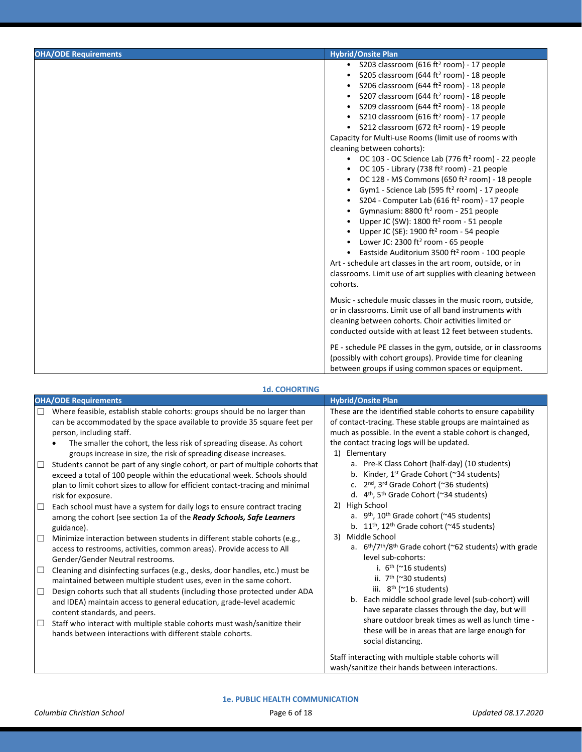| OHA/ODE Requirements | Hybrid/Onsite Plan |
|---|---|
| | • S203 classroom (616 ft² room) - 17 people<br>• S205 classroom (644 ft² room) - 18 people<br>• S206 classroom (644 ft² room) - 18 people<br>• S207 classroom (644 ft² room) - 18 people<br>• S209 classroom (644 ft² room) - 18 people<br>• S210 classroom (616 ft² room) - 17 people<br>• S212 classroom (672 ft² room) - 19 people<br>Capacity for Multi-use Rooms (limit use of rooms with cleaning between cohorts):<br>• OC 103 - OC Science Lab (776 ft² room) - 22 people<br>• OC 105 - Library (738 ft² room) - 21 people<br>• OC 128 - MS Commons (650 ft² room) - 18 people<br>• Gym1 - Science Lab (595 ft² room) - 17 people<br>• S204 - Computer Lab (616 ft² room) - 17 people<br>• Gymnasium: 8800 ft² room - 251 people<br>• Upper JC (SW): 1800 ft² room - 51 people<br>• Upper JC (SE): 1900 ft² room - 54 people<br>• Lower JC: 2300 ft² room - 65 people<br>• Eastside Auditorium 3500 ft² room - 100 people<br>Art - schedule art classes in the art room, outside, or in classrooms. Limit use of art supplies with cleaning between cohorts.<br><br>Music - schedule music classes in the music room, outside, or in classrooms. Limit use of all band instruments with cleaning between cohorts. Choir activities limited or conducted outside with at least 12 feet between students.<br><br>PE - schedule PE classes in the gym, outside, or in classrooms (possibly with cohort groups). Provide time for cleaning between groups if using common spaces or equipment. |

## 1d. COHORTING

| OHA/ODE Requirements | Hybrid/Onsite Plan |
|---|---|
| ☐ Where feasible, establish stable cohorts: groups should be no larger than can be accommodated by the space available to provide 35 square feet per person, including staff.<br>• The smaller the cohort, the less risk of spreading disease. As cohort groups increase in size, the risk of spreading disease increases.<br>☐ Students cannot be part of any single cohort, or part of multiple cohorts that exceed a total of 100 people within the educational week. Schools should plan to limit cohort sizes to allow for efficient contact-tracing and minimal risk for exposure.<br>☐ Each school must have a system for daily logs to ensure contract tracing among the cohort (see section 1a of the ***Ready Schools, Safe Learners*** guidance).<br>☐ Minimize interaction between students in different stable cohorts (e.g., access to restrooms, activities, common areas). Provide access to All Gender/Gender Neutral restrooms.<br>☐ Cleaning and disinfecting surfaces (e.g., desks, door handles, etc.) must be maintained between multiple student uses, even in the same cohort.<br>☐ Design cohorts such that all students (including those protected under ADA and IDEA) maintain access to general education, grade-level academic content standards, and peers.<br>☐ Staff who interact with multiple stable cohorts must wash/sanitize their hands between interactions with different stable cohorts. | These are the identified stable cohorts to ensure capability of contact-tracing. These stable groups are maintained as much as possible. In the event a stable cohort is changed, the contact tracing logs will be updated.<br>1) Elementary<br>&nbsp;&nbsp;a. Pre-K Class Cohort (half-day) (10 students)<br>&nbsp;&nbsp;b. Kinder, 1st Grade Cohort (~34 students)<br>&nbsp;&nbsp;c. 2nd, 3rd Grade Cohort (~36 students)<br>&nbsp;&nbsp;d. 4th, 5th Grade Cohort (~34 students)<br>2) High School<br>&nbsp;&nbsp;a. 9th, 10th Grade cohort (~45 students)<br>&nbsp;&nbsp;b. 11th, 12th Grade cohort (~45 students)<br>3) Middle School<br>&nbsp;&nbsp;a. 6th/7th/8th Grade cohort (~62 students) with grade level sub-cohorts:<br>&nbsp;&nbsp;&nbsp;&nbsp;i. 6th (~16 students)<br>&nbsp;&nbsp;&nbsp;&nbsp;ii. 7th (~30 students)<br>&nbsp;&nbsp;&nbsp;&nbsp;iii. 8th (~16 students)<br>&nbsp;&nbsp;b. Each middle school grade level (sub-cohort) will have separate classes through the day, but will share outdoor break times as well as lunch time - these will be in areas that are large enough for social distancing.<br><br>Staff interacting with multiple stable cohorts will wash/sanitize their hands between interactions. |

## 1e. PUBLIC HEALTH COMMUNICATION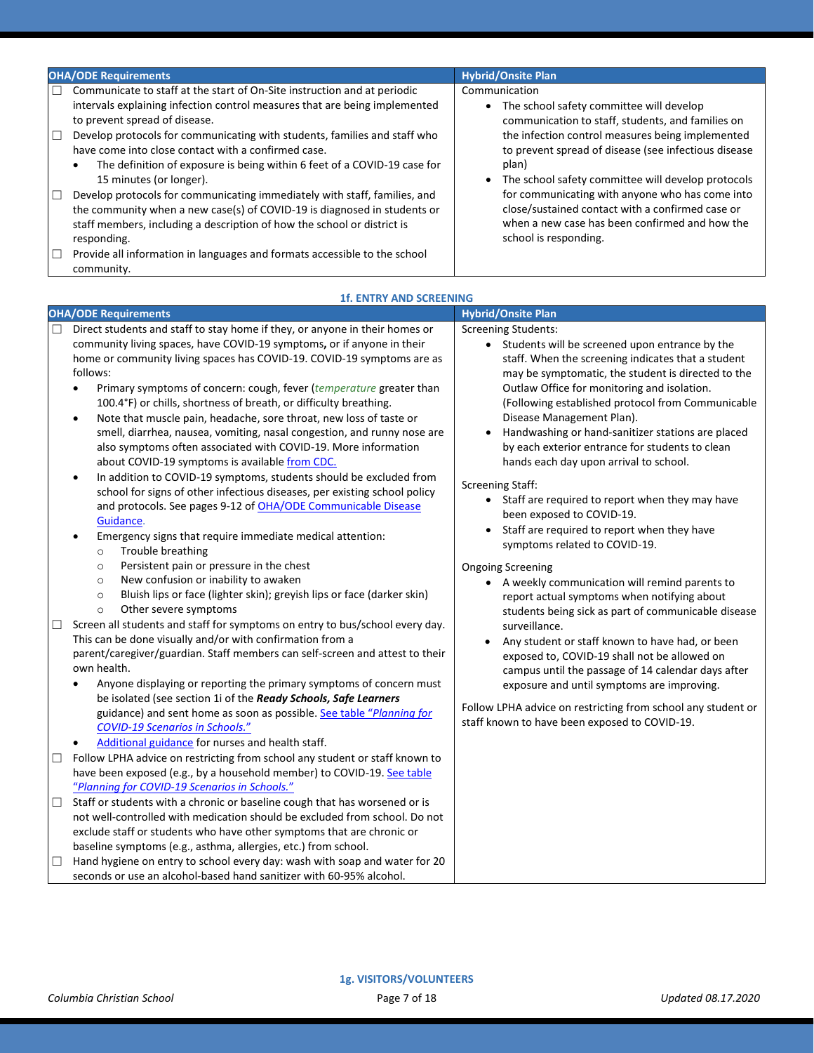| OHA/ODE Requirements | Hybrid/Onsite Plan |
|---|---|
| ☐ Communicate to staff at the start of On-Site instruction and at periodic intervals explaining infection control measures that are being implemented to prevent spread of disease.<br>☐ Develop protocols for communicating with students, families and staff who have come into close contact with a confirmed case.<br>• The definition of exposure is being within 6 feet of a COVID-19 case for 15 minutes (or longer).<br>☐ Develop protocols for communicating immediately with staff, families, and the community when a new case(s) of COVID-19 is diagnosed in students or staff members, including a description of how the school or district is responding.<br>☐ Provide all information in languages and formats accessible to the school community. | Communication<br>• The school safety committee will develop communication to staff, students, and families on the infection control measures being implemented to prevent spread of disease (see infectious disease plan)<br>• The school safety committee will develop protocols for communicating with anyone who has come into close/sustained contact with a confirmed case or when a new case has been confirmed and how the school is responding. |

## 1f. ENTRY AND SCREENING

| OHA/ODE Requirements | Hybrid/Onsite Plan |
|---|---|
| ☐ Direct students and staff to stay home if they, or anyone in their homes or community living spaces, have COVID-19 symptoms**,** or if anyone in their home or community living spaces has COVID-19. COVID-19 symptoms are as follows:<br>• Primary symptoms of concern: cough, fever (*temperature* greater than 100.4°F) or chills, shortness of breath, or difficulty breathing.<br>• Note that muscle pain, headache, sore throat, new loss of taste or smell, diarrhea, nausea, vomiting, nasal congestion, and runny nose are also symptoms often associated with COVID-19. More information about COVID-19 symptoms is available [from CDC.](#)<br>• In addition to COVID-19 symptoms, students should be excluded from school for signs of other infectious diseases, per existing school policy and protocols. See pages 9-12 of [OHA/ODE Communicable Disease Guidance](#).<br>• Emergency signs that require immediate medical attention:<br>&nbsp;&nbsp;○ Trouble breathing<br>&nbsp;&nbsp;○ Persistent pain or pressure in the chest<br>&nbsp;&nbsp;○ New confusion or inability to awaken<br>&nbsp;&nbsp;○ Bluish lips or face (lighter skin); greyish lips or face (darker skin)<br>&nbsp;&nbsp;○ Other severe symptoms<br>☐ Screen all students and staff for symptoms on entry to bus/school every day. This can be done visually and/or with confirmation from a parent/caregiver/guardian. Staff members can self-screen and attest to their own health.<br>• Anyone displaying or reporting the primary symptoms of concern must be isolated (see section 1i of the ***Ready Schools, Safe Learners*** guidance) and sent home as soon as possible. [See table "*Planning for COVID-19 Scenarios in Schools.*"](#)<br>• [Additional guidance](#) for nurses and health staff.<br>☐ Follow LPHA advice on restricting from school any student or staff known to have been exposed (e.g., by a household member) to COVID-19. [See table "*Planning for COVID-19 Scenarios in Schools.*"](#)<br>☐ Staff or students with a chronic or baseline cough that has worsened or is not well-controlled with medication should be excluded from school. Do not exclude staff or students who have other symptoms that are chronic or baseline symptoms (e.g., asthma, allergies, etc.) from school.<br>☐ Hand hygiene on entry to school every day: wash with soap and water for 20 seconds or use an alcohol-based hand sanitizer with 60-95% alcohol. | Screening Students:<br>• Students will be screened upon entrance by the staff. When the screening indicates that a student may be symptomatic, the student is directed to the Outlaw Office for monitoring and isolation. (Following established protocol from Communicable Disease Management Plan).<br>• Handwashing or hand-sanitizer stations are placed by each exterior entrance for students to clean hands each day upon arrival to school.<br><br>Screening Staff:<br>• Staff are required to report when they may have been exposed to COVID-19.<br>• Staff are required to report when they have symptoms related to COVID-19.<br><br>Ongoing Screening<br>• A weekly communication will remind parents to report actual symptoms when notifying about students being sick as part of communicable disease surveillance.<br>• Any student or staff known to have had, or been exposed to, COVID-19 shall not be allowed on campus until the passage of 14 calendar days after exposure and until symptoms are improving.<br><br>Follow LPHA advice on restricting from school any student or staff known to have been exposed to COVID-19. |

## 1g. VISITORS/VOLUNTEERS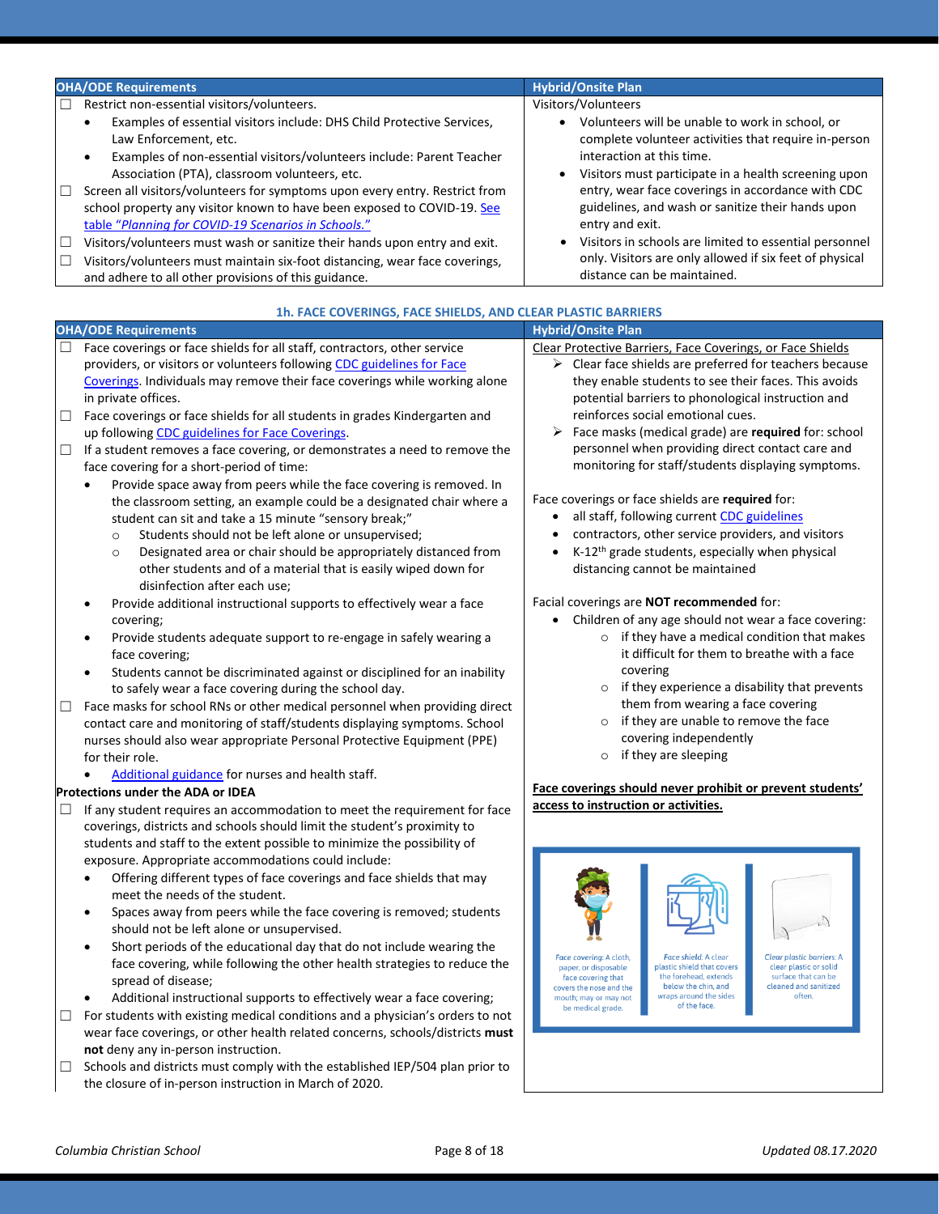| OHA/ODE Requirements | Hybrid/Onsite Plan |
|---|---|
| ☐ Restrict non-essential visitors/volunteers.<br>• Examples of essential visitors include: DHS Child Protective Services, Law Enforcement, etc.<br>• Examples of non-essential visitors/volunteers include: Parent Teacher Association (PTA), classroom volunteers, etc.<br>☐ Screen all visitors/volunteers for symptoms upon every entry. Restrict from school property any visitor known to have been exposed to COVID-19. See table *"Planning for COVID-19 Scenarios in Schools."*<br>☐ Visitors/volunteers must wash or sanitize their hands upon entry and exit.<br>☐ Visitors/volunteers must maintain six-foot distancing, wear face coverings, and adhere to all other provisions of this guidance. | Visitors/Volunteers<br>• Volunteers will be unable to work in school, or complete volunteer activities that require in-person interaction at this time.<br>• Visitors must participate in a health screening upon entry, wear face coverings in accordance with CDC guidelines, and wash or sanitize their hands upon entry and exit.<br>• Visitors in schools are limited to essential personnel only. Visitors are only allowed if six feet of physical distance can be maintained. |

### 1h. FACE COVERINGS, FACE SHIELDS, AND CLEAR PLASTIC BARRIERS

| OHA/ODE Requirements | Hybrid/Onsite Plan |
|---|---|
| ☐ Face coverings or face shields for all staff, contractors, other service providers, or visitors or volunteers following CDC guidelines for Face Coverings. Individuals may remove their face coverings while working alone in private offices.<br>☐ Face coverings or face shields for all students in grades Kindergarten and up following CDC guidelines for Face Coverings.<br>☐ If a student removes a face covering, or demonstrates a need to remove the face covering for a short-period of time:<br>• Provide space away from peers while the face covering is removed. In the classroom setting, an example could be a designated chair where a student can sit and take a 15 minute "sensory break;"<br>&nbsp;&nbsp;○ Students should not be left alone or unsupervised;<br>&nbsp;&nbsp;○ Designated area or chair should be appropriately distanced from other students and of a material that is easily wiped down for disinfection after each use;<br>• Provide additional instructional supports to effectively wear a face covering;<br>• Provide students adequate support to re-engage in safely wearing a face covering;<br>• Students cannot be discriminated against or disciplined for an inability to safely wear a face covering during the school day.<br>☐ Face masks for school RNs or other medical personnel when providing direct contact care and monitoring of staff/students displaying symptoms. School nurses should also wear appropriate Personal Protective Equipment (PPE) for their role.<br>• Additional guidance for nurses and health staff.<br>**Protections under the ADA or IDEA**<br>☐ If any student requires an accommodation to meet the requirement for face coverings, districts and schools should limit the student's proximity to students and staff to the extent possible to minimize the possibility of exposure. Appropriate accommodations could include:<br>• Offering different types of face coverings and face shields that may meet the needs of the student.<br>• Spaces away from peers while the face covering is removed; students should not be left alone or unsupervised.<br>• Short periods of the educational day that do not include wearing the face covering, while following the other health strategies to reduce the spread of disease;<br>• Additional instructional supports to effectively wear a face covering;<br>☐ For students with existing medical conditions and a physician's orders to not wear face coverings, or other health related concerns, schools/districts **must not** deny any in-person instruction.<br>☐ Schools and districts must comply with the established IEP/504 plan prior to the closure of in-person instruction in March of 2020. | Clear Protective Barriers, Face Coverings, or Face Shields<br>➢ Clear face shields are preferred for teachers because they enable students to see their faces. This avoids potential barriers to phonological instruction and reinforces social emotional cues.<br>➢ Face masks (medical grade) are **required** for: school personnel when providing direct contact care and monitoring for staff/students displaying symptoms.<br><br>Face coverings or face shields are **required** for:<br>• all staff, following current CDC guidelines<br>• contractors, other service providers, and visitors<br>• K-12th grade students, especially when physical distancing cannot be maintained<br><br>Facial coverings are **NOT recommended** for:<br>• Children of any age should not wear a face covering:<br>&nbsp;&nbsp;○ if they have a medical condition that makes it difficult for them to breathe with a face covering<br>&nbsp;&nbsp;○ if they experience a disability that prevents them from wearing a face covering<br>&nbsp;&nbsp;○ if they are unable to remove the face covering independently<br>&nbsp;&nbsp;○ if they are sleeping<br><br>**Face coverings should never prohibit or prevent students' access to instruction or activities.**<br><br>*Face covering:* A cloth, paper, or disposable face covering that covers the nose and the mouth; may or may not be medical grade.<br>*Face shield:* A clear plastic shield that covers the forehead, extends below the chin, and wraps around the sides of the face.<br>*Clear plastic barriers:* A clear plastic or solid surface that can be cleaned and sanitized often. |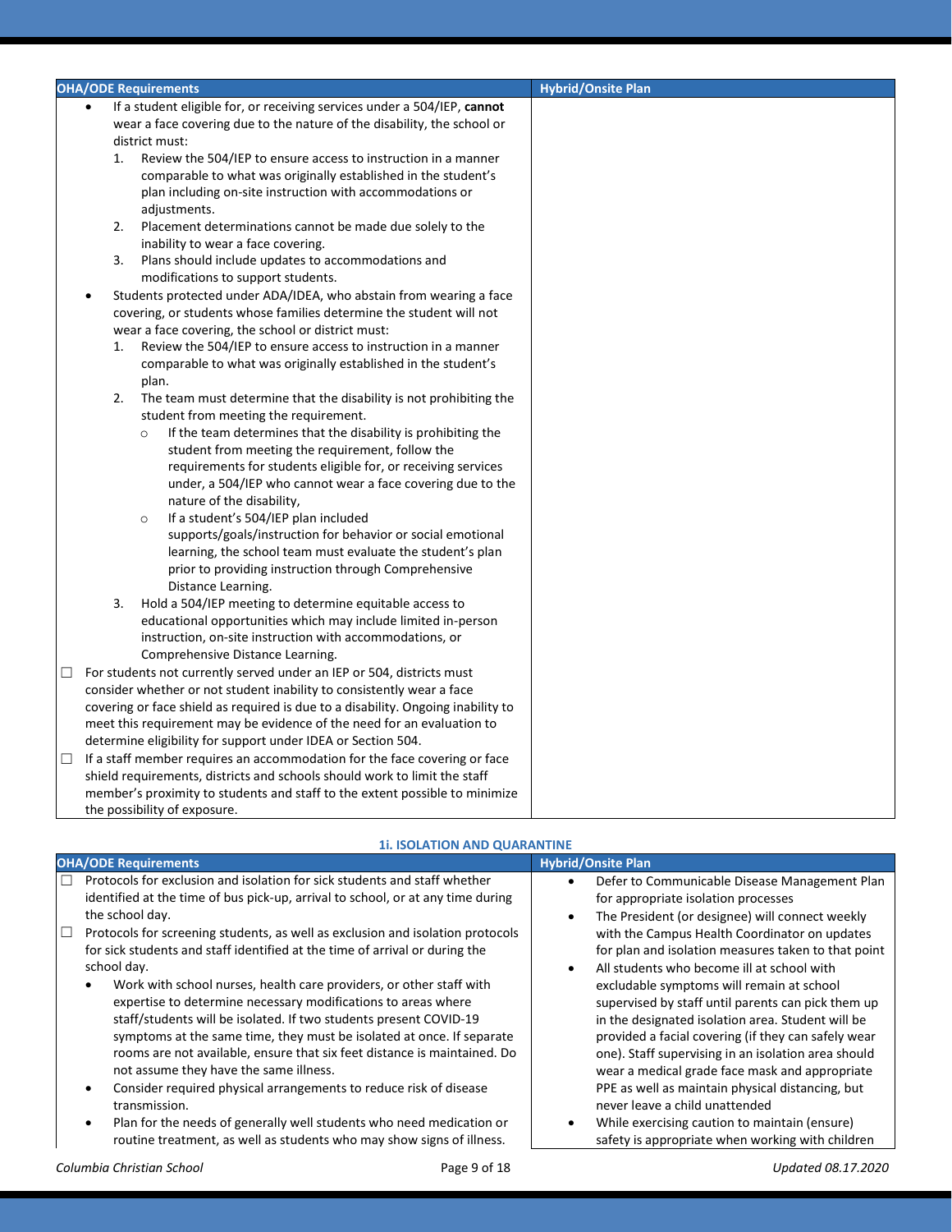| OHA/ODE Requirements | Hybrid/Onsite Plan |
| --- | --- |
| • If a student eligible for, or receiving services under a 504/IEP, **cannot** wear a face covering due to the nature of the disability, the school or district must:<br>1. Review the 504/IEP to ensure access to instruction in a manner comparable to what was originally established in the student's plan including on-site instruction with accommodations or adjustments.<br>2. Placement determinations cannot be made due solely to the inability to wear a face covering.<br>3. Plans should include updates to accommodations and modifications to support students.<br>• Students protected under ADA/IDEA, who abstain from wearing a face covering, or students whose families determine the student will not wear a face covering, the school or district must:<br>1. Review the 504/IEP to ensure access to instruction in a manner comparable to what was originally established in the student's plan.<br>2. The team must determine that the disability is not prohibiting the student from meeting the requirement.<br>○ If the team determines that the disability is prohibiting the student from meeting the requirement, follow the requirements for students eligible for, or receiving services under, a 504/IEP who cannot wear a face covering due to the nature of the disability,<br>○ If a student's 504/IEP plan included supports/goals/instruction for behavior or social emotional learning, the school team must evaluate the student's plan prior to providing instruction through Comprehensive Distance Learning.<br>3. Hold a 504/IEP meeting to determine equitable access to educational opportunities which may include limited in-person instruction, on-site instruction with accommodations, or Comprehensive Distance Learning.<br>☐ For students not currently served under an IEP or 504, districts must consider whether or not student inability to consistently wear a face covering or face shield as required is due to a disability. Ongoing inability to meet this requirement may be evidence of the need for an evaluation to determine eligibility for support under IDEA or Section 504.<br>☐ If a staff member requires an accommodation for the face covering or face shield requirements, districts and schools should work to limit the staff member's proximity to students and staff to the extent possible to minimize the possibility of exposure. | |

### 1i. ISOLATION AND QUARANTINE

| OHA/ODE Requirements | Hybrid/Onsite Plan |
| --- | --- |
| ☐ Protocols for exclusion and isolation for sick students and staff whether identified at the time of bus pick-up, arrival to school, or at any time during the school day.<br>☐ Protocols for screening students, as well as exclusion and isolation protocols for sick students and staff identified at the time of arrival or during the school day.<br>• Work with school nurses, health care providers, or other staff with expertise to determine necessary modifications to areas where staff/students will be isolated. If two students present COVID-19 symptoms at the same time, they must be isolated at once. If separate rooms are not available, ensure that six feet distance is maintained. Do not assume they have the same illness.<br>• Consider required physical arrangements to reduce risk of disease transmission.<br>• Plan for the needs of generally well students who need medication or routine treatment, as well as students who may show signs of illness. | • Defer to Communicable Disease Management Plan for appropriate isolation processes<br>• The President (or designee) will connect weekly with the Campus Health Coordinator on updates for plan and isolation measures taken to that point<br>• All students who become ill at school with excludable symptoms will remain at school supervised by staff until parents can pick them up in the designated isolation area. Student will be provided a facial covering (if they can safely wear one). Staff supervising in an isolation area should wear a medical grade face mask and appropriate PPE as well as maintain physical distancing, but never leave a child unattended<br>• While exercising caution to maintain (ensure) safety is appropriate when working with children |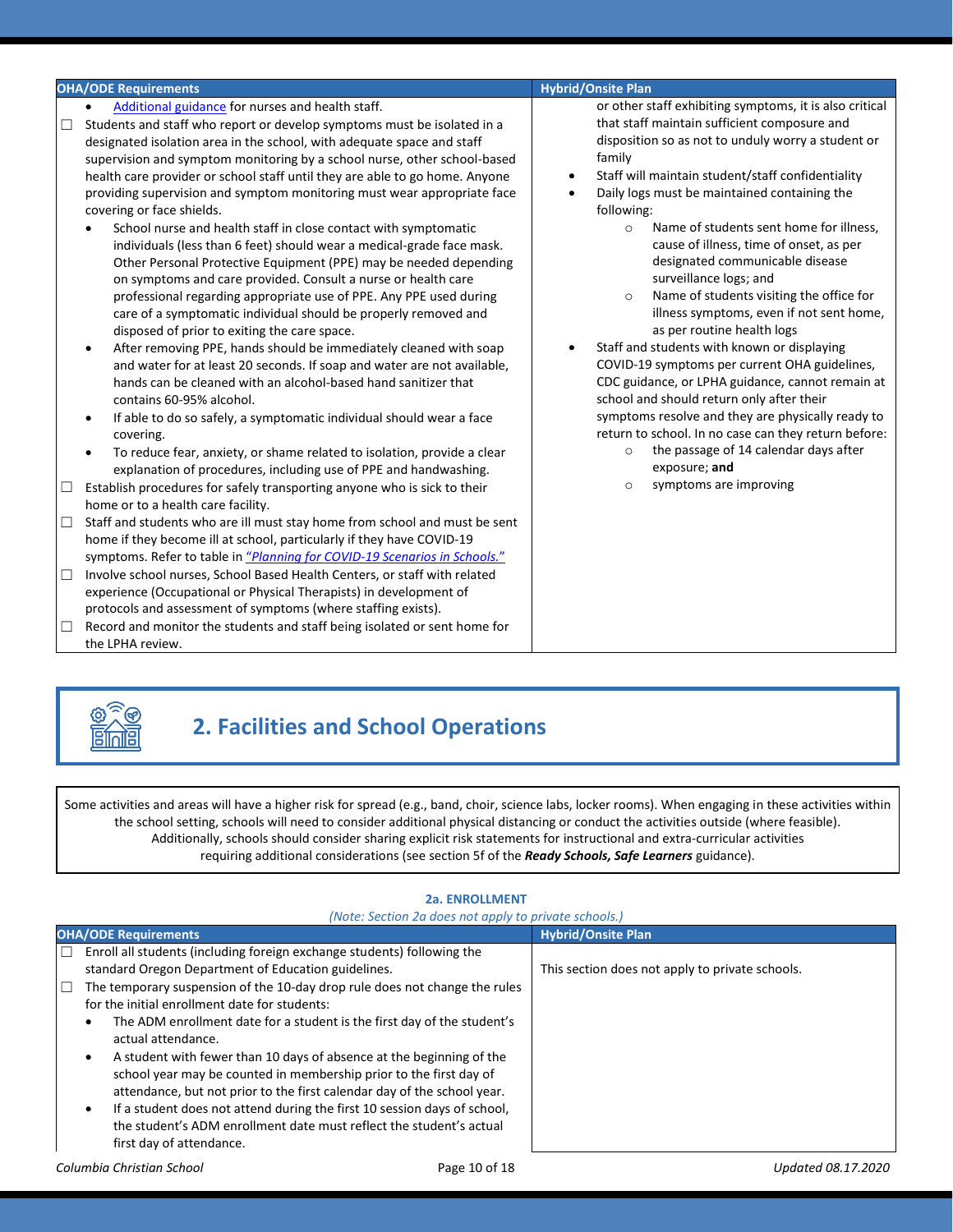| OHA/ODE Requirements | Hybrid/Onsite Plan |
|---|---|
| • Additional guidance for nurses and health staff.<br>☐ Students and staff who report or develop symptoms must be isolated in a designated isolation area in the school, with adequate space and staff supervision and symptom monitoring by a school nurse, other school-based health care provider or school staff until they are able to go home. Anyone providing supervision and symptom monitoring must wear appropriate face covering or face shields.<br>• School nurse and health staff in close contact with symptomatic individuals (less than 6 feet) should wear a medical-grade face mask. Other Personal Protective Equipment (PPE) may be needed depending on symptoms and care provided. Consult a nurse or health care professional regarding appropriate use of PPE. Any PPE used during care of a symptomatic individual should be properly removed and disposed of prior to exiting the care space.<br>• After removing PPE, hands should be immediately cleaned with soap and water for at least 20 seconds. If soap and water are not available, hands can be cleaned with an alcohol-based hand sanitizer that contains 60-95% alcohol.<br>• If able to do so safely, a symptomatic individual should wear a face covering.<br>• To reduce fear, anxiety, or shame related to isolation, provide a clear explanation of procedures, including use of PPE and handwashing.<br>☐ Establish procedures for safely transporting anyone who is sick to their home or to a health care facility.<br>☐ Staff and students who are ill must stay home from school and must be sent home if they become ill at school, particularly if they have COVID-19 symptoms. Refer to table in *"Planning for COVID-19 Scenarios in Schools."*<br>☐ Involve school nurses, School Based Health Centers, or staff with related experience (Occupational or Physical Therapists) in development of protocols and assessment of symptoms (where staffing exists).<br>☐ Record and monitor the students and staff being isolated or sent home for the LPHA review. | or other staff exhibiting symptoms, it is also critical that staff maintain sufficient composure and disposition so as not to unduly worry a student or family<br>• Staff will maintain student/staff confidentiality<br>• Daily logs must be maintained containing the following:<br>  ○ Name of students sent home for illness, cause of illness, time of onset, as per designated communicable disease surveillance logs; and<br>  ○ Name of students visiting the office for illness symptoms, even if not sent home, as per routine health logs<br>• Staff and students with known or displaying COVID-19 symptoms per current OHA guidelines, CDC guidance, or LPHA guidance, cannot remain at school and should return only after their symptoms resolve and they are physically ready to return to school. In no case can they return before:<br>  ○ the passage of 14 calendar days after exposure; **and**<br>  ○ symptoms are improving |

## 2. Facilities and School Operations

Some activities and areas will have a higher risk for spread (e.g., band, choir, science labs, locker rooms). When engaging in these activities within the school setting, schools will need to consider additional physical distancing or conduct the activities outside (where feasible). Additionally, schools should consider sharing explicit risk statements for instructional and extra-curricular activities requiring additional considerations (see section 5f of the ***Ready Schools, Safe Learners*** guidance).

### 2a. ENROLLMENT

*(Note: Section 2a does not apply to private schools.)*

| OHA/ODE Requirements | Hybrid/Onsite Plan |
|---|---|
| ☐ Enroll all students (including foreign exchange students) following the standard Oregon Department of Education guidelines.<br>☐ The temporary suspension of the 10-day drop rule does not change the rules for the initial enrollment date for students:<br>• The ADM enrollment date for a student is the first day of the student's actual attendance.<br>• A student with fewer than 10 days of absence at the beginning of the school year may be counted in membership prior to the first day of attendance, but not prior to the first calendar day of the school year.<br>• If a student does not attend during the first 10 session days of school, the student's ADM enrollment date must reflect the student's actual first day of attendance. | This section does not apply to private schools. |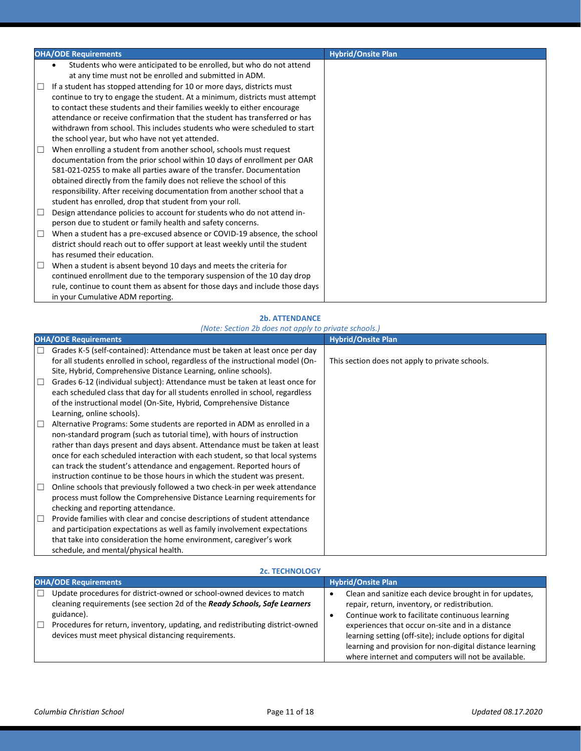| OHA/ODE Requirements | Hybrid/Onsite Plan |
|---|---|
| • Students who were anticipated to be enrolled, but who do not attend at any time must not be enrolled and submitted in ADM.<br>☐ If a student has stopped attending for 10 or more days, districts must continue to try to engage the student. At a minimum, districts must attempt to contact these students and their families weekly to either encourage attendance or receive confirmation that the student has transferred or has withdrawn from school. This includes students who were scheduled to start the school year, but who have not yet attended.<br>☐ When enrolling a student from another school, schools must request documentation from the prior school within 10 days of enrollment per OAR 581-021-0255 to make all parties aware of the transfer. Documentation obtained directly from the family does not relieve the school of this responsibility. After receiving documentation from another school that a student has enrolled, drop that student from your roll.<br>☐ Design attendance policies to account for students who do not attend in-person due to student or family health and safety concerns.<br>☐ When a student has a pre-excused absence or COVID-19 absence, the school district should reach out to offer support at least weekly until the student has resumed their education.<br>☐ When a student is absent beyond 10 days and meets the criteria for continued enrollment due to the temporary suspension of the 10 day drop rule, continue to count them as absent for those days and include those days in your Cumulative ADM reporting. | |

## 2b. ATTENDANCE

*(Note: Section 2b does not apply to private schools.)*

| OHA/ODE Requirements | Hybrid/Onsite Plan |
|---|---|
| ☐ Grades K-5 (self-contained): Attendance must be taken at least once per day for all students enrolled in school, regardless of the instructional model (On-Site, Hybrid, Comprehensive Distance Learning, online schools).<br>☐ Grades 6-12 (individual subject): Attendance must be taken at least once for each scheduled class that day for all students enrolled in school, regardless of the instructional model (On-Site, Hybrid, Comprehensive Distance Learning, online schools).<br>☐ Alternative Programs: Some students are reported in ADM as enrolled in a non-standard program (such as tutorial time), with hours of instruction rather than days present and days absent. Attendance must be taken at least once for each scheduled interaction with each student, so that local systems can track the student's attendance and engagement. Reported hours of instruction continue to be those hours in which the student was present.<br>☐ Online schools that previously followed a two check-in per week attendance process must follow the Comprehensive Distance Learning requirements for checking and reporting attendance.<br>☐ Provide families with clear and concise descriptions of student attendance and participation expectations as well as family involvement expectations that take into consideration the home environment, caregiver's work schedule, and mental/physical health. | This section does not apply to private schools. |

## 2c. TECHNOLOGY

| OHA/ODE Requirements | Hybrid/Onsite Plan |
|---|---|
| ☐ Update procedures for district-owned or school-owned devices to match cleaning requirements (see section 2d of the ***Ready Schools, Safe Learners*** guidance).<br>☐ Procedures for return, inventory, updating, and redistributing district-owned devices must meet physical distancing requirements. | • Clean and sanitize each device brought in for updates, repair, return, inventory, or redistribution.<br>• Continue work to facilitate continuous learning experiences that occur on-site and in a distance learning setting (off-site); include options for digital learning and provision for non-digital distance learning where internet and computers will not be available. |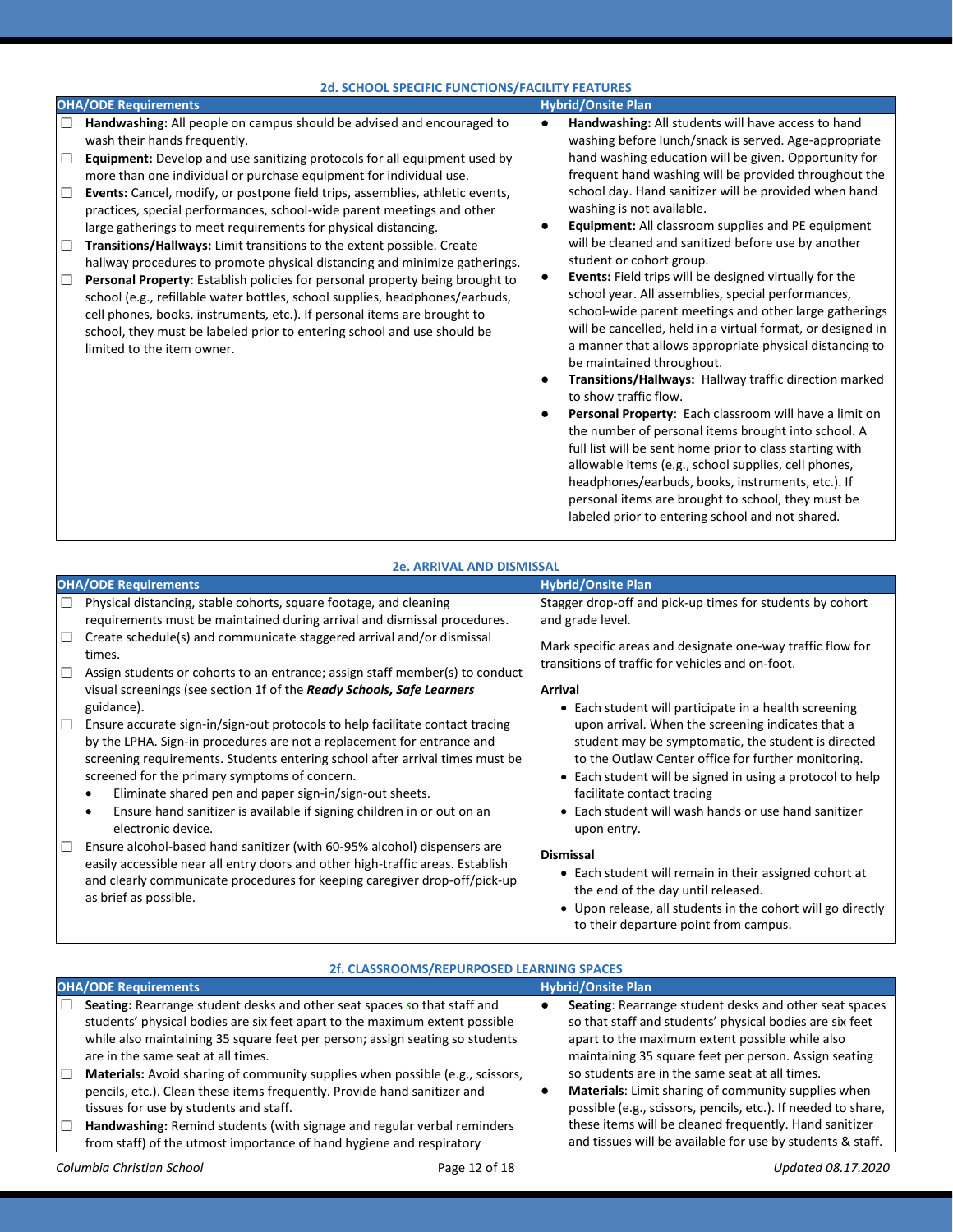### 2d. SCHOOL SPECIFIC FUNCTIONS/FACILITY FEATURES

| OHA/ODE Requirements | Hybrid/Onsite Plan |
|---|---|
| ☐ **Handwashing:** All people on campus should be advised and encouraged to wash their hands frequently.<br>☐ **Equipment:** Develop and use sanitizing protocols for all equipment used by more than one individual or purchase equipment for individual use.<br>☐ **Events:** Cancel, modify, or postpone field trips, assemblies, athletic events, practices, special performances, school-wide parent meetings and other large gatherings to meet requirements for physical distancing.<br>☐ **Transitions/Hallways:** Limit transitions to the extent possible. Create hallway procedures to promote physical distancing and minimize gatherings.<br>☐ **Personal Property**: Establish policies for personal property being brought to school (e.g., refillable water bottles, school supplies, headphones/earbuds, cell phones, books, instruments, etc.). If personal items are brought to school, they must be labeled prior to entering school and use should be limited to the item owner. | • **Handwashing:** All students will have access to hand washing before lunch/snack is served. Age-appropriate hand washing education will be given. Opportunity for frequent hand washing will be provided throughout the school day. Hand sanitizer will be provided when hand washing is not available.<br>• **Equipment:** All classroom supplies and PE equipment will be cleaned and sanitized before use by another student or cohort group.<br>• **Events:** Field trips will be designed virtually for the school year. All assemblies, special performances, school-wide parent meetings and other large gatherings will be cancelled, held in a virtual format, or designed in a manner that allows appropriate physical distancing to be maintained throughout.<br>• **Transitions/Hallways:** Hallway traffic direction marked to show traffic flow.<br>• **Personal Property**: Each classroom will have a limit on the number of personal items brought into school. A full list will be sent home prior to class starting with allowable items (e.g., school supplies, cell phones, headphones/earbuds, books, instruments, etc.). If personal items are brought to school, they must be labeled prior to entering school and not shared. |

### 2e. ARRIVAL AND DISMISSAL

| OHA/ODE Requirements | Hybrid/Onsite Plan |
|---|---|
| ☐ Physical distancing, stable cohorts, square footage, and cleaning requirements must be maintained during arrival and dismissal procedures.<br>☐ Create schedule(s) and communicate staggered arrival and/or dismissal times.<br>☐ Assign students or cohorts to an entrance; assign staff member(s) to conduct visual screenings (see section 1f of the ***Ready Schools, Safe Learners*** guidance).<br>☐ Ensure accurate sign-in/sign-out protocols to help facilitate contact tracing by the LPHA. Sign-in procedures are not a replacement for entrance and screening requirements. Students entering school after arrival times must be screened for the primary symptoms of concern.<br>• Eliminate shared pen and paper sign-in/sign-out sheets.<br>• Ensure hand sanitizer is available if signing children in or out on an electronic device.<br>☐ Ensure alcohol-based hand sanitizer (with 60-95% alcohol) dispensers are easily accessible near all entry doors and other high-traffic areas. Establish and clearly communicate procedures for keeping caregiver drop-off/pick-up as brief as possible. | Stagger drop-off and pick-up times for students by cohort and grade level.<br><br>Mark specific areas and designate one-way traffic flow for transitions of traffic for vehicles and on-foot.<br><br>**Arrival**<br>• Each student will participate in a health screening upon arrival. When the screening indicates that a student may be symptomatic, the student is directed to the Outlaw Center office for further monitoring.<br>• Each student will be signed in using a protocol to help facilitate contact tracing<br>• Each student will wash hands or use hand sanitizer upon entry.<br><br>**Dismissal**<br>• Each student will remain in their assigned cohort at the end of the day until released.<br>• Upon release, all students in the cohort will go directly to their departure point from campus. |

### 2f. CLASSROOMS/REPURPOSED LEARNING SPACES

| OHA/ODE Requirements | Hybrid/Onsite Plan |
|---|---|
| ☐ **Seating:** Rearrange student desks and other seat spaces so that staff and students' physical bodies are six feet apart to the maximum extent possible while also maintaining 35 square feet per person; assign seating so students are in the same seat at all times.<br>☐ **Materials:** Avoid sharing of community supplies when possible (e.g., scissors, pencils, etc.). Clean these items frequently. Provide hand sanitizer and tissues for use by students and staff.<br>☐ **Handwashing:** Remind students (with signage and regular verbal reminders from staff) of the utmost importance of hand hygiene and respiratory | • **Seating**: Rearrange student desks and other seat spaces so that staff and students' physical bodies are six feet apart to the maximum extent possible while also maintaining 35 square feet per person. Assign seating so students are in the same seat at all times.<br>• **Materials**: Limit sharing of community supplies when possible (e.g., scissors, pencils, etc.). If needed to share, these items will be cleaned frequently. Hand sanitizer and tissues will be available for use by students & staff. |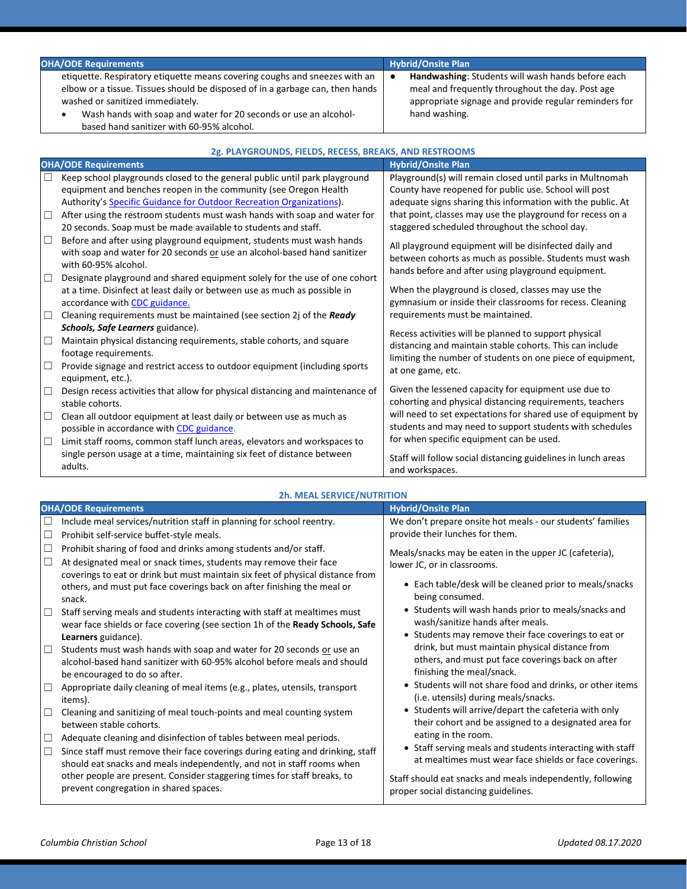| OHA/ODE Requirements | Hybrid/Onsite Plan |
|---|---|
| etiquette. Respiratory etiquette means covering coughs and sneezes with an elbow or a tissue. Tissues should be disposed of in a garbage can, then hands washed or sanitized immediately.<br>• Wash hands with soap and water for 20 seconds or use an alcohol-based hand sanitizer with 60-95% alcohol. | • **Handwashing**: Students will wash hands before each meal and frequently throughout the day. Post age appropriate signage and provide regular reminders for hand washing. |

### 2g. PLAYGROUNDS, FIELDS, RECESS, BREAKS, AND RESTROOMS

| OHA/ODE Requirements | Hybrid/Onsite Plan |
|---|---|
| ☐ Keep school playgrounds closed to the general public until park playground equipment and benches reopen in the community (see Oregon Health Authority's Specific Guidance for Outdoor Recreation Organizations).<br>☐ After using the restroom students must wash hands with soap and water for 20 seconds. Soap must be made available to students and staff.<br>☐ Before and after using playground equipment, students must wash hands with soap and water for 20 seconds or use an alcohol-based hand sanitizer with 60-95% alcohol.<br>☐ Designate playground and shared equipment solely for the use of one cohort at a time. Disinfect at least daily or between use as much as possible in accordance with CDC guidance.<br>☐ Cleaning requirements must be maintained (see section 2j of the ***Ready Schools, Safe Learners*** guidance).<br>☐ Maintain physical distancing requirements, stable cohorts, and square footage requirements.<br>☐ Provide signage and restrict access to outdoor equipment (including sports equipment, etc.).<br>☐ Design recess activities that allow for physical distancing and maintenance of stable cohorts.<br>☐ Clean all outdoor equipment at least daily or between use as much as possible in accordance with CDC guidance.<br>☐ Limit staff rooms, common staff lunch areas, elevators and workspaces to single person usage at a time, maintaining six feet of distance between adults. | Playground(s) will remain closed until parks in Multnomah County have reopened for public use. School will post adequate signs sharing this information with the public. At that point, classes may use the playground for recess on a staggered scheduled throughout the school day.<br><br>All playground equipment will be disinfected daily and between cohorts as much as possible. Students must wash hands before and after using playground equipment.<br><br>When the playground is closed, classes may use the gymnasium or inside their classrooms for recess. Cleaning requirements must be maintained.<br><br>Recess activities will be planned to support physical distancing and maintain stable cohorts. This can include limiting the number of students on one piece of equipment, at one game, etc.<br><br>Given the lessened capacity for equipment use due to cohorting and physical distancing requirements, teachers will need to set expectations for shared use of equipment by students and may need to support students with schedules for when specific equipment can be used.<br><br>Staff will follow social distancing guidelines in lunch areas and workspaces. |

### 2h. MEAL SERVICE/NUTRITION

| OHA/ODE Requirements | Hybrid/Onsite Plan |
|---|---|
| ☐ Include meal services/nutrition staff in planning for school reentry.<br>☐ Prohibit self-service buffet-style meals.<br>☐ Prohibit sharing of food and drinks among students and/or staff.<br>☐ At designated meal or snack times, students may remove their face coverings to eat or drink but must maintain six feet of physical distance from others, and must put face coverings back on after finishing the meal or snack.<br>☐ Staff serving meals and students interacting with staff at mealtimes must wear face shields or face covering (see section 1h of the **Ready Schools, Safe Learners** guidance).<br>☐ Students must wash hands with soap and water for 20 seconds or use an alcohol-based hand sanitizer with 60-95% alcohol before meals and should be encouraged to do so after.<br>☐ Appropriate daily cleaning of meal items (e.g., plates, utensils, transport items).<br>☐ Cleaning and sanitizing of meal touch-points and meal counting system between stable cohorts.<br>☐ Adequate cleaning and disinfection of tables between meal periods.<br>☐ Since staff must remove their face coverings during eating and drinking, staff should eat snacks and meals independently, and not in staff rooms when other people are present. Consider staggering times for staff breaks, to prevent congregation in shared spaces. | We don't prepare onsite hot meals - our students' families provide their lunches for them.<br><br>Meals/snacks may be eaten in the upper JC (cafeteria), lower JC, or in classrooms.<br><br>• Each table/desk will be cleaned prior to meals/snacks being consumed.<br>• Students will wash hands prior to meals/snacks and wash/sanitize hands after meals.<br>• Students may remove their face coverings to eat or drink, but must maintain physical distance from others, and must put face coverings back on after finishing the meal/snack.<br>• Students will not share food and drinks, or other items (i.e. utensils) during meals/snacks.<br>• Students will arrive/depart the cafeteria with only their cohort and be assigned to a designated area for eating in the room.<br>• Staff serving meals and students interacting with staff at mealtimes must wear face shields or face coverings.<br><br>Staff should eat snacks and meals independently, following proper social distancing guidelines. |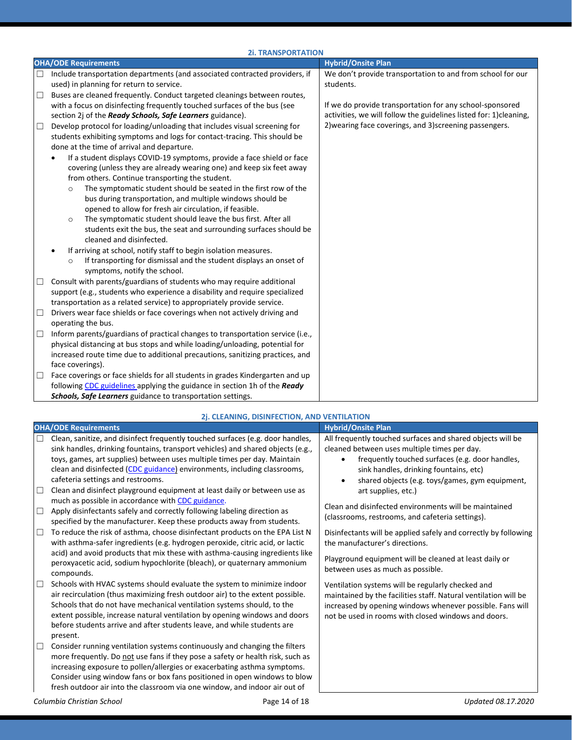### 2i. TRANSPORTATION

| OHA/ODE Requirements | Hybrid/Onsite Plan |
|---|---|
| ☐ Include transportation departments (and associated contracted providers, if used) in planning for return to service.<br>☐ Buses are cleaned frequently. Conduct targeted cleanings between routes, with a focus on disinfecting frequently touched surfaces of the bus (see section 2j of the ***Ready Schools, Safe Learners*** guidance).<br>☐ Develop protocol for loading/unloading that includes visual screening for students exhibiting symptoms and logs for contact-tracing. This should be done at the time of arrival and departure.<br>• If a student displays COVID-19 symptoms, provide a face shield or face covering (unless they are already wearing one) and keep six feet away from others. Continue transporting the student.<br>&nbsp;&nbsp;○ The symptomatic student should be seated in the first row of the bus during transportation, and multiple windows should be opened to allow for fresh air circulation, if feasible.<br>&nbsp;&nbsp;○ The symptomatic student should leave the bus first. After all students exit the bus, the seat and surrounding surfaces should be cleaned and disinfected.<br>• If arriving at school, notify staff to begin isolation measures.<br>&nbsp;&nbsp;○ If transporting for dismissal and the student displays an onset of symptoms, notify the school.<br>☐ Consult with parents/guardians of students who may require additional support (e.g., students who experience a disability and require specialized transportation as a related service) to appropriately provide service.<br>☐ Drivers wear face shields or face coverings when not actively driving and operating the bus.<br>☐ Inform parents/guardians of practical changes to transportation service (i.e., physical distancing at bus stops and while loading/unloading, potential for increased route time due to additional precautions, sanitizing practices, and face coverings).<br>☐ Face coverings or face shields for all students in grades Kindergarten and up following CDC guidelines applying the guidance in section 1h of the ***Ready Schools, Safe Learners*** guidance to transportation settings. | We don't provide transportation to and from school for our students.<br><br>If we do provide transportation for any school-sponsored activities, we will follow the guidelines listed for: 1)cleaning, 2)wearing face coverings, and 3)screening passengers. |

### 2j. CLEANING, DISINFECTION, AND VENTILATION

| OHA/ODE Requirements | Hybrid/Onsite Plan |
|---|---|
| ☐ Clean, sanitize, and disinfect frequently touched surfaces (e.g. door handles, sink handles, drinking fountains, transport vehicles) and shared objects (e.g., toys, games, art supplies) between uses multiple times per day. Maintain clean and disinfected (CDC guidance) environments, including classrooms, cafeteria settings and restrooms.<br>☐ Clean and disinfect playground equipment at least daily or between use as much as possible in accordance with CDC guidance.<br>☐ Apply disinfectants safely and correctly following labeling direction as specified by the manufacturer. Keep these products away from students.<br>☐ To reduce the risk of asthma, choose disinfectant products on the EPA List N with asthma-safer ingredients (e.g. hydrogen peroxide, citric acid, or lactic acid) and avoid products that mix these with asthma-causing ingredients like peroxyacetic acid, sodium hypochlorite (bleach), or quaternary ammonium compounds.<br>☐ Schools with HVAC systems should evaluate the system to minimize indoor air recirculation (thus maximizing fresh outdoor air) to the extent possible. Schools that do not have mechanical ventilation systems should, to the extent possible, increase natural ventilation by opening windows and doors before students arrive and after students leave, and while students are present.<br>☐ Consider running ventilation systems continuously and changing the filters more frequently. Do <u>not</u> use fans if they pose a safety or health risk, such as increasing exposure to pollen/allergies or exacerbating asthma symptoms. Consider using window fans or box fans positioned in open windows to blow fresh outdoor air into the classroom via one window, and indoor air out of | All frequently touched surfaces and shared objects will be cleaned between uses multiple times per day.<br>• frequently touched surfaces (e.g. door handles, sink handles, drinking fountains, etc)<br>• shared objects (e.g. toys/games, gym equipment, art supplies, etc.)<br><br>Clean and disinfected environments will be maintained (classrooms, restrooms, and cafeteria settings).<br><br>Disinfectants will be applied safely and correctly by following the manufacturer's directions.<br><br>Playground equipment will be cleaned at least daily or between uses as much as possible.<br><br>Ventilation systems will be regularly checked and maintained by the facilities staff. Natural ventilation will be increased by opening windows whenever possible. Fans will not be used in rooms with closed windows and doors. |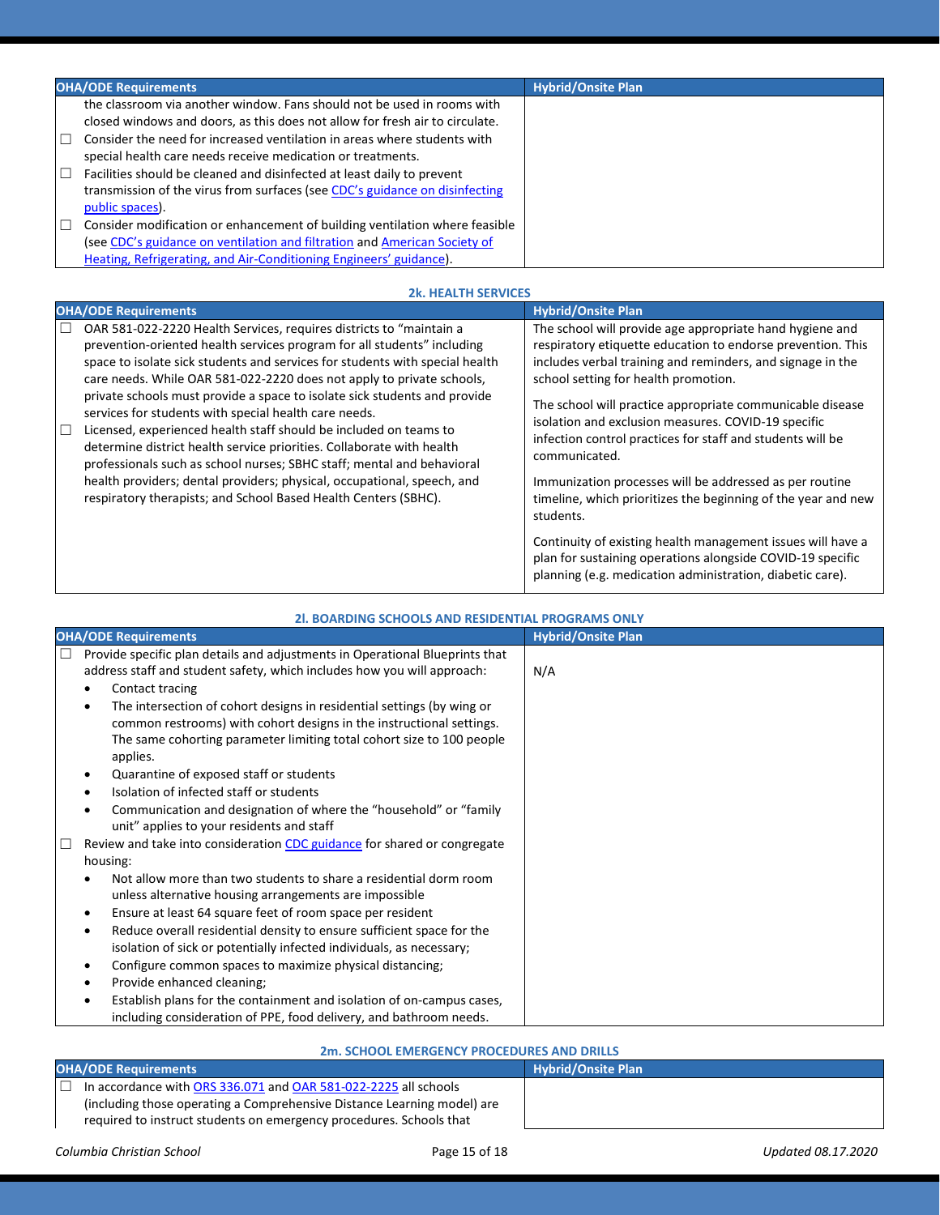| OHA/ODE Requirements | Hybrid/Onsite Plan |
|---|---|
| the classroom via another window. Fans should not be used in rooms with closed windows and doors, as this does not allow for fresh air to circulate.<br>☐ Consider the need for increased ventilation in areas where students with special health care needs receive medication or treatments.<br>☐ Facilities should be cleaned and disinfected at least daily to prevent transmission of the virus from surfaces (see CDC's guidance on disinfecting public spaces).<br>☐ Consider modification or enhancement of building ventilation where feasible (see CDC's guidance on ventilation and filtration and American Society of Heating, Refrigerating, and Air-Conditioning Engineers' guidance). | |

## 2k. HEALTH SERVICES

| OHA/ODE Requirements | Hybrid/Onsite Plan |
|---|---|
| ☐ OAR 581-022-2220 Health Services, requires districts to "maintain a prevention-oriented health services program for all students" including space to isolate sick students and services for students with special health care needs. While OAR 581-022-2220 does not apply to private schools, private schools must provide a space to isolate sick students and provide services for students with special health care needs.<br>☐ Licensed, experienced health staff should be included on teams to determine district health service priorities. Collaborate with health professionals such as school nurses; SBHC staff; mental and behavioral health providers; dental providers; physical, occupational, speech, and respiratory therapists; and School Based Health Centers (SBHC). | The school will provide age appropriate hand hygiene and respiratory etiquette education to endorse prevention. This includes verbal training and reminders, and signage in the school setting for health promotion.<br><br>The school will practice appropriate communicable disease isolation and exclusion measures. COVID-19 specific infection control practices for staff and students will be communicated.<br><br>Immunization processes will be addressed as per routine timeline, which prioritizes the beginning of the year and new students.<br><br>Continuity of existing health management issues will have a plan for sustaining operations alongside COVID-19 specific planning (e.g. medication administration, diabetic care). |

## 2l. BOARDING SCHOOLS AND RESIDENTIAL PROGRAMS ONLY

| OHA/ODE Requirements | Hybrid/Onsite Plan |
|---|---|
| ☐ Provide specific plan details and adjustments in Operational Blueprints that address staff and student safety, which includes how you will approach:<br>• Contact tracing<br>• The intersection of cohort designs in residential settings (by wing or common restrooms) with cohort designs in the instructional settings. The same cohorting parameter limiting total cohort size to 100 people applies.<br>• Quarantine of exposed staff or students<br>• Isolation of infected staff or students<br>• Communication and designation of where the "household" or "family unit" applies to your residents and staff<br>☐ Review and take into consideration CDC guidance for shared or congregate housing:<br>• Not allow more than two students to share a residential dorm room unless alternative housing arrangements are impossible<br>• Ensure at least 64 square feet of room space per resident<br>• Reduce overall residential density to ensure sufficient space for the isolation of sick or potentially infected individuals, as necessary;<br>• Configure common spaces to maximize physical distancing;<br>• Provide enhanced cleaning;<br>• Establish plans for the containment and isolation of on-campus cases, including consideration of PPE, food delivery, and bathroom needs. | N/A |

## 2m. SCHOOL EMERGENCY PROCEDURES AND DRILLS

| OHA/ODE Requirements | Hybrid/Onsite Plan |
|---|---|
| ☐ In accordance with ORS 336.071 and OAR 581-022-2225 all schools (including those operating a Comprehensive Distance Learning model) are required to instruct students on emergency procedures. Schools that | |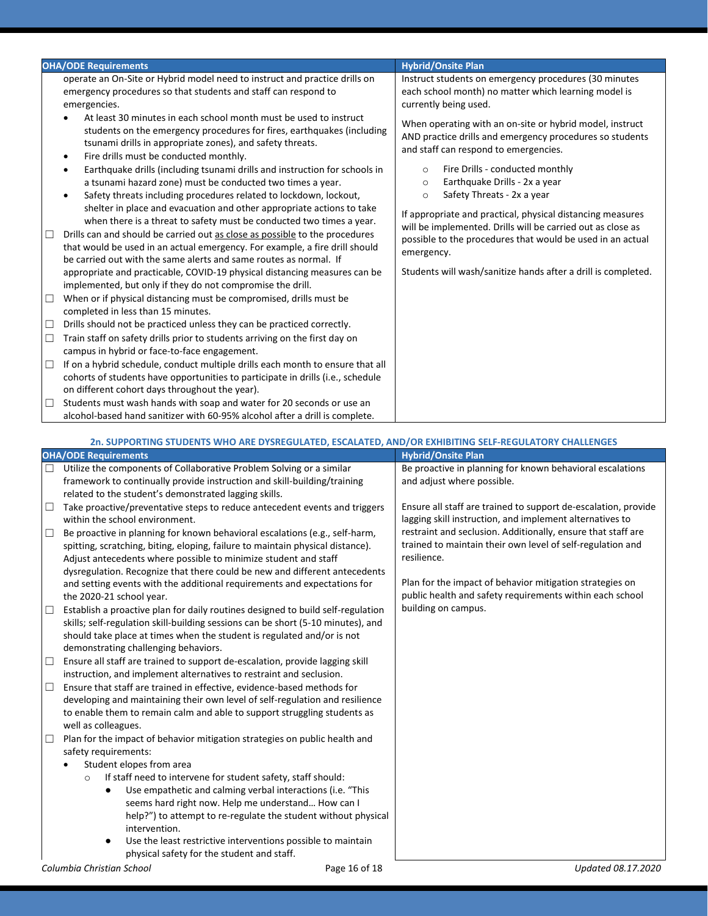| OHA/ODE Requirements | Hybrid/Onsite Plan |
|---|---|
| operate an On-Site or Hybrid model need to instruct and practice drills on emergency procedures so that students and staff can respond to emergencies.<br>• At least 30 minutes in each school month must be used to instruct students on the emergency procedures for fires, earthquakes (including tsunami drills in appropriate zones), and safety threats.<br>• Fire drills must be conducted monthly.<br>• Earthquake drills (including tsunami drills and instruction for schools in a tsunami hazard zone) must be conducted two times a year.<br>• Safety threats including procedures related to lockdown, lockout, shelter in place and evacuation and other appropriate actions to take when there is a threat to safety must be conducted two times a year.<br>☐ Drills can and should be carried out as close as possible to the procedures that would be used in an actual emergency. For example, a fire drill should be carried out with the same alerts and same routes as normal. If appropriate and practicable, COVID-19 physical distancing measures can be implemented, but only if they do not compromise the drill.<br>☐ When or if physical distancing must be compromised, drills must be completed in less than 15 minutes.<br>☐ Drills should not be practiced unless they can be practiced correctly.<br>☐ Train staff on safety drills prior to students arriving on the first day on campus in hybrid or face-to-face engagement.<br>☐ If on a hybrid schedule, conduct multiple drills each month to ensure that all cohorts of students have opportunities to participate in drills (i.e., schedule on different cohort days throughout the year).<br>☐ Students must wash hands with soap and water for 20 seconds or use an alcohol-based hand sanitizer with 60-95% alcohol after a drill is complete. | Instruct students on emergency procedures (30 minutes each school month) no matter which learning model is currently being used.<br><br>When operating with an on-site or hybrid model, instruct AND practice drills and emergency procedures so students and staff can respond to emergencies.<br>○ Fire Drills - conducted monthly<br>○ Earthquake Drills - 2x a year<br>○ Safety Threats - 2x a year<br><br>If appropriate and practical, physical distancing measures will be implemented. Drills will be carried out as close as possible to the procedures that would be used in an actual emergency.<br><br>Students will wash/sanitize hands after a drill is completed. |

### 2n. SUPPORTING STUDENTS WHO ARE DYSREGULATED, ESCALATED, AND/OR EXHIBITING SELF-REGULATORY CHALLENGES

| OHA/ODE Requirements | Hybrid/Onsite Plan |
|---|---|
| ☐ Utilize the components of Collaborative Problem Solving or a similar framework to continually provide instruction and skill-building/training related to the student's demonstrated lagging skills.<br>☐ Take proactive/preventative steps to reduce antecedent events and triggers within the school environment.<br>☐ Be proactive in planning for known behavioral escalations (e.g., self-harm, spitting, scratching, biting, eloping, failure to maintain physical distance). Adjust antecedents where possible to minimize student and staff dysregulation. Recognize that there could be new and different antecedents and setting events with the additional requirements and expectations for the 2020-21 school year.<br>☐ Establish a proactive plan for daily routines designed to build self-regulation skills; self-regulation skill-building sessions can be short (5-10 minutes), and should take place at times when the student is regulated and/or is not demonstrating challenging behaviors.<br>☐ Ensure all staff are trained to support de-escalation, provide lagging skill instruction, and implement alternatives to restraint and seclusion.<br>☐ Ensure that staff are trained in effective, evidence-based methods for developing and maintaining their own level of self-regulation and resilience to enable them to remain calm and able to support struggling students as well as colleagues.<br>☐ Plan for the impact of behavior mitigation strategies on public health and safety requirements:<br>• Student elopes from area<br>○ If staff need to intervene for student safety, staff should:<br>● Use empathetic and calming verbal interactions (i.e. "This seems hard right now. Help me understand… How can I help?") to attempt to re-regulate the student without physical intervention.<br>● Use the least restrictive interventions possible to maintain physical safety for the student and staff. | Be proactive in planning for known behavioral escalations and adjust where possible.<br><br>Ensure all staff are trained to support de-escalation, provide lagging skill instruction, and implement alternatives to restraint and seclusion. Additionally, ensure that staff are trained to maintain their own level of self-regulation and resilience.<br><br>Plan for the impact of behavior mitigation strategies on public health and safety requirements within each school building on campus. |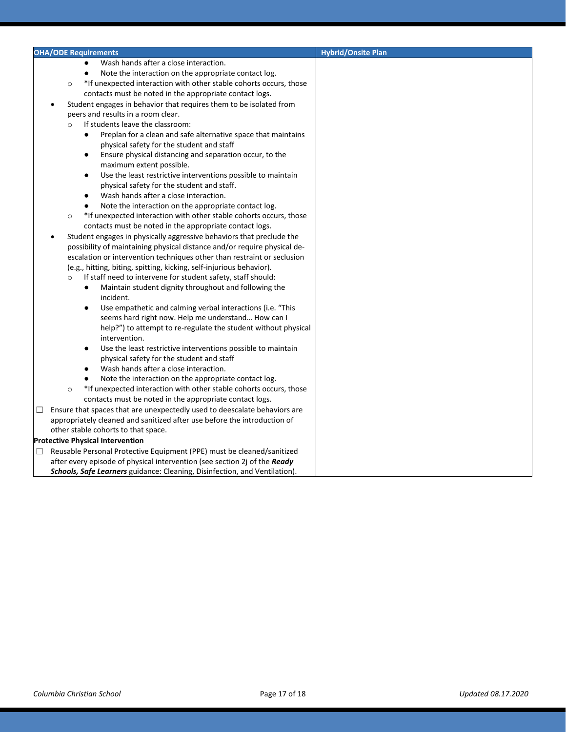| OHA/ODE Requirements | Hybrid/Onsite Plan |
|---|---|
| ● Wash hands after a close interaction.<br>● Note the interaction on the appropriate contact log.<br>○ *If unexpected interaction with other stable cohorts occurs, those contacts must be noted in the appropriate contact logs.<br>• Student engages in behavior that requires them to be isolated from peers and results in a room clear.<br>○ If students leave the classroom:<br>● Preplan for a clean and safe alternative space that maintains physical safety for the student and staff<br>● Ensure physical distancing and separation occur, to the maximum extent possible.<br>● Use the least restrictive interventions possible to maintain physical safety for the student and staff.<br>● Wash hands after a close interaction.<br>● Note the interaction on the appropriate contact log.<br>○ *If unexpected interaction with other stable cohorts occurs, those contacts must be noted in the appropriate contact logs.<br>• Student engages in physically aggressive behaviors that preclude the possibility of maintaining physical distance and/or require physical de-escalation or intervention techniques other than restraint or seclusion (e.g., hitting, biting, spitting, kicking, self-injurious behavior).<br>○ If staff need to intervene for student safety, staff should:<br>● Maintain student dignity throughout and following the incident.<br>● Use empathetic and calming verbal interactions (i.e. "This seems hard right now. Help me understand… How can I help?") to attempt to re-regulate the student without physical intervention.<br>● Use the least restrictive interventions possible to maintain physical safety for the student and staff<br>● Wash hands after a close interaction.<br>● Note the interaction on the appropriate contact log.<br>○ *If unexpected interaction with other stable cohorts occurs, those contacts must be noted in the appropriate contact logs.<br>☐ Ensure that spaces that are unexpectedly used to deescalate behaviors are appropriately cleaned and sanitized after use before the introduction of other stable cohorts to that space.<br>**Protective Physical Intervention**<br>☐ Reusable Personal Protective Equipment (PPE) must be cleaned/sanitized after every episode of physical intervention (see section 2j of the ***Ready Schools, Safe Learners*** guidance: Cleaning, Disinfection, and Ventilation). | |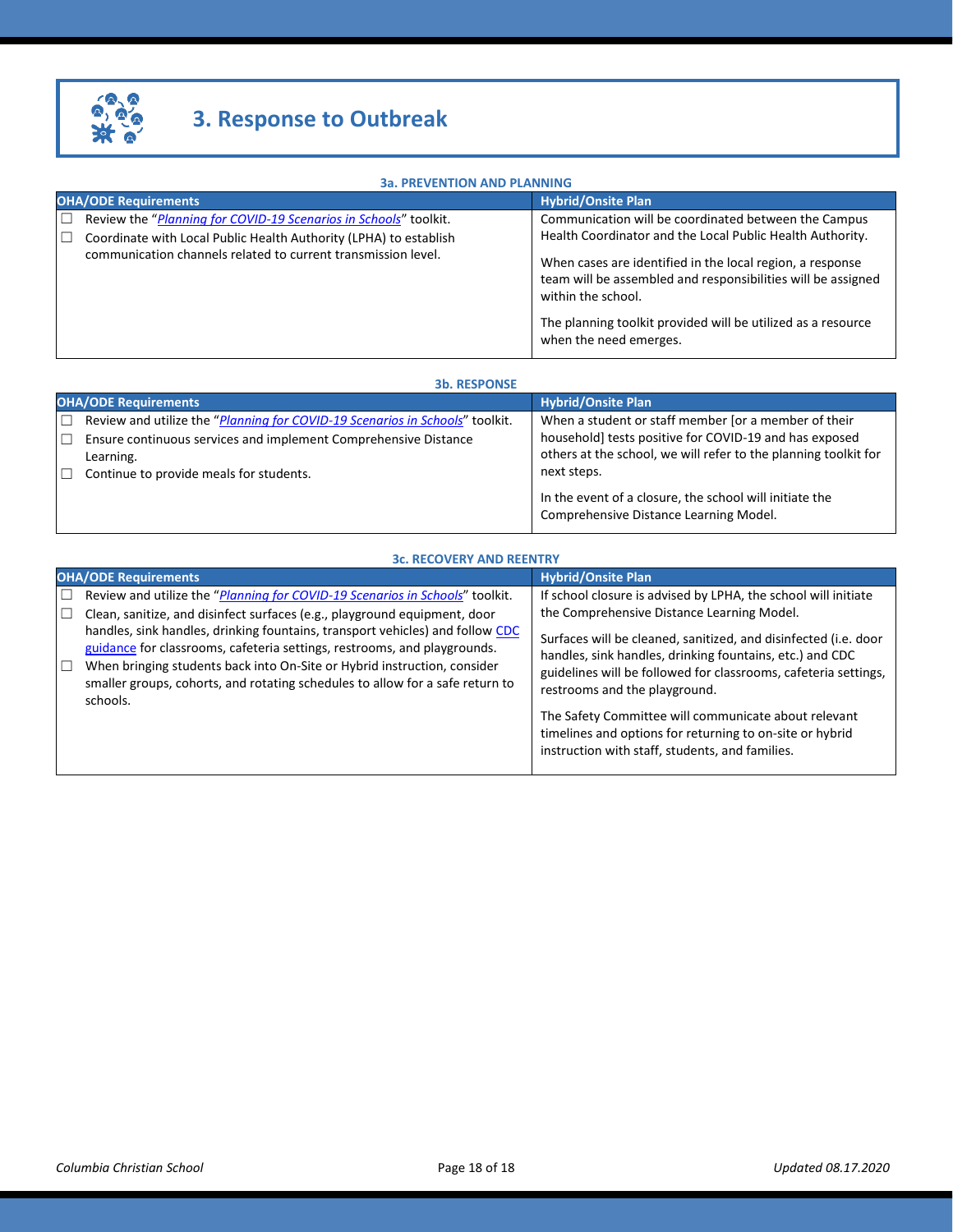## 3. Response to Outbreak

**3a. PREVENTION AND PLANNING**

| OHA/ODE Requirements | Hybrid/Onsite Plan |
|---|---|
| ☐ Review the "*Planning for COVID-19 Scenarios in Schools*" toolkit.<br>☐ Coordinate with Local Public Health Authority (LPHA) to establish communication channels related to current transmission level. | Communication will be coordinated between the Campus Health Coordinator and the Local Public Health Authority.<br><br>When cases are identified in the local region, a response team will be assembled and responsibilities will be assigned within the school.<br><br>The planning toolkit provided will be utilized as a resource when the need emerges. |

**3b. RESPONSE**

| OHA/ODE Requirements | Hybrid/Onsite Plan |
|---|---|
| ☐ Review and utilize the "*Planning for COVID-19 Scenarios in Schools*" toolkit.<br>☐ Ensure continuous services and implement Comprehensive Distance Learning.<br>☐ Continue to provide meals for students. | When a student or staff member [or a member of their household] tests positive for COVID-19 and has exposed others at the school, we will refer to the planning toolkit for next steps.<br><br>In the event of a closure, the school will initiate the Comprehensive Distance Learning Model. |

**3c. RECOVERY AND REENTRY**

| OHA/ODE Requirements | Hybrid/Onsite Plan |
|---|---|
| ☐ Review and utilize the "*Planning for COVID-19 Scenarios in Schools*" toolkit.<br>☐ Clean, sanitize, and disinfect surfaces (e.g., playground equipment, door handles, sink handles, drinking fountains, transport vehicles) and follow CDC guidance for classrooms, cafeteria settings, restrooms, and playgrounds.<br>☐ When bringing students back into On-Site or Hybrid instruction, consider smaller groups, cohorts, and rotating schedules to allow for a safe return to schools. | If school closure is advised by LPHA, the school will initiate the Comprehensive Distance Learning Model.<br><br>Surfaces will be cleaned, sanitized, and disinfected (i.e. door handles, sink handles, drinking fountains, etc.) and CDC guidelines will be followed for classrooms, cafeteria settings, restrooms and the playground.<br><br>The Safety Committee will communicate about relevant timelines and options for returning to on-site or hybrid instruction with staff, students, and families. |